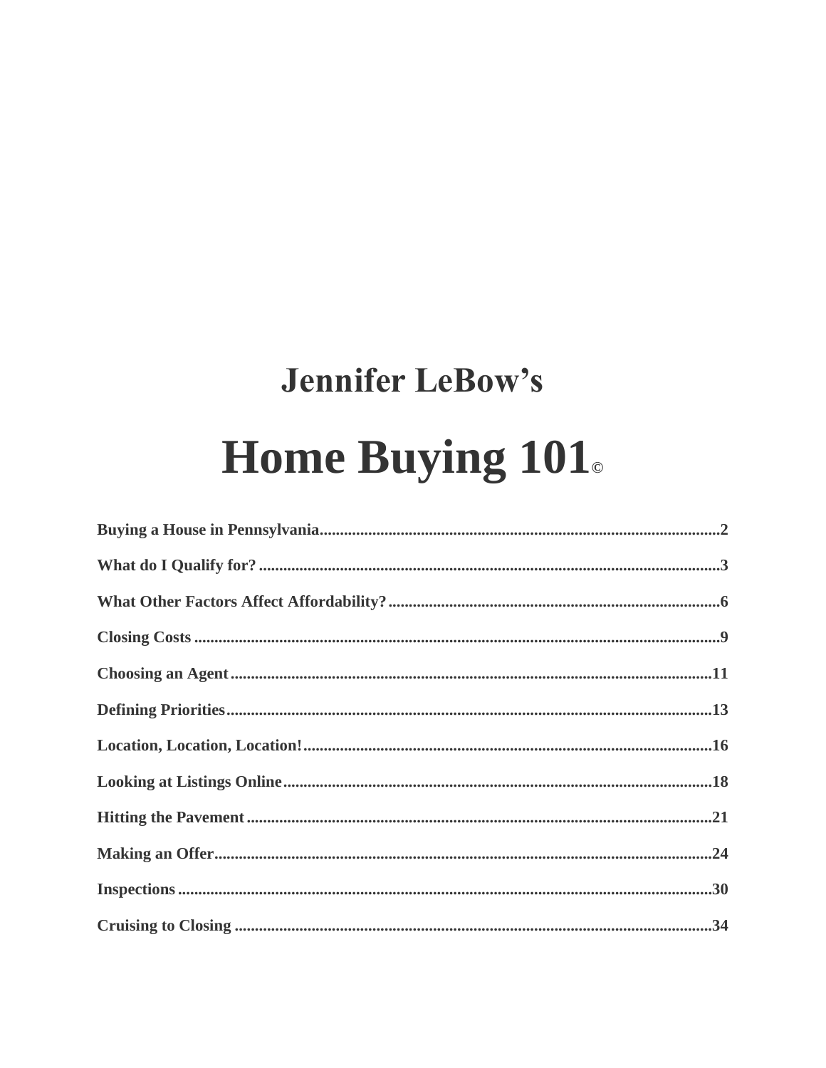## Jennifer LeBow's

# Home Buying 101©

**Buying a House in Pennsylvania**..........2

**What do I Qualify for?**..........3

**What Other Factors Affect Affordability?**..........6

**Closing Costs**..........9

**Choosing an Agent**..........11

**Defining Priorities**..........13

**Location, Location, Location!**..........16

**Looking at Listings Online**..........18

**Hitting the Pavement**..........21

**Making an Offer**..........24

**Inspections**..........30

**Cruising to Closing**..........34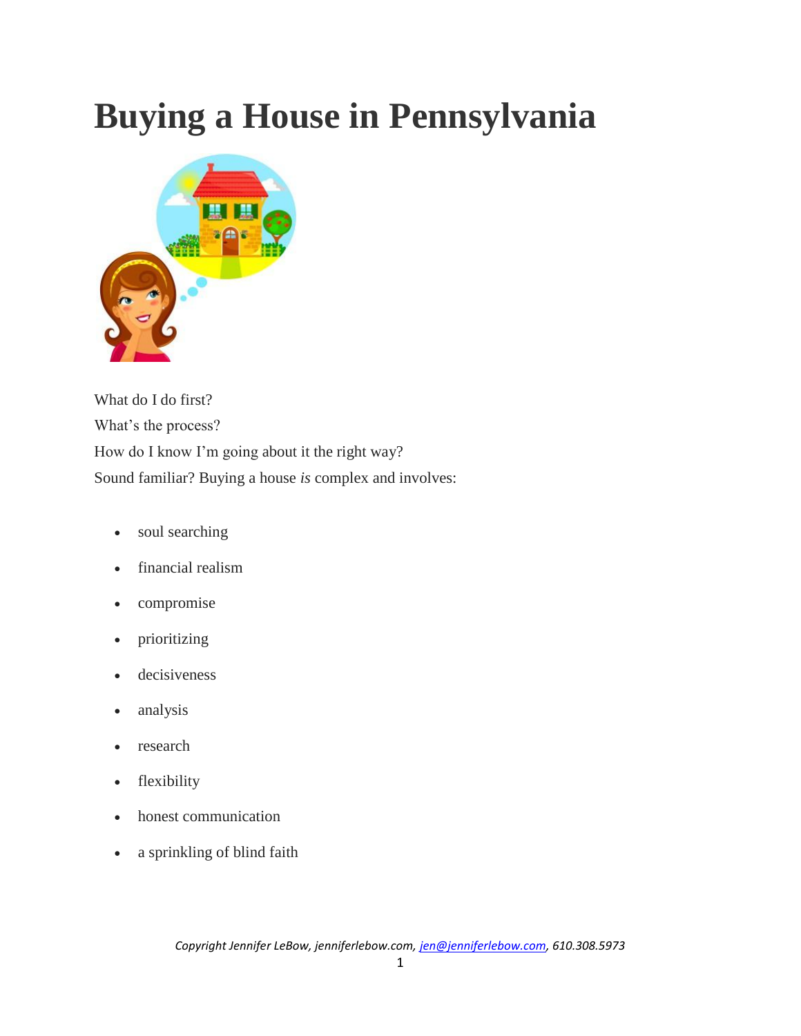# Buying a House in Pennsylvania

What do I do first?

What's the process?

How do I know I'm going about it the right way?

Sound familiar? Buying a house *is* complex and involves:

- soul searching
- financial realism
- compromise
- prioritizing
- decisiveness
- analysis
- research
- flexibility
- honest communication
- a sprinkling of blind faith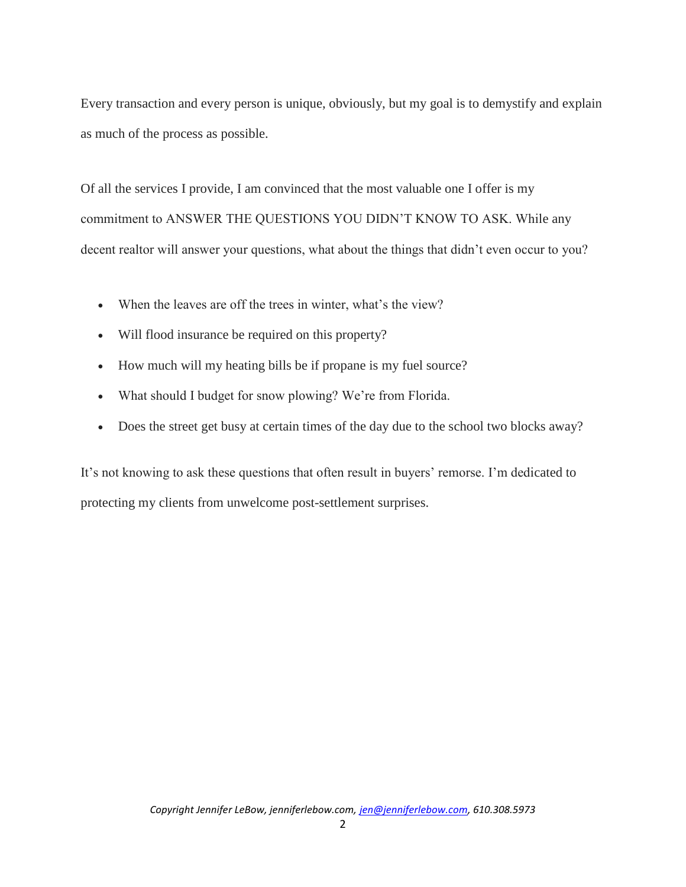Every transaction and every person is unique, obviously, but my goal is to demystify and explain as much of the process as possible.

Of all the services I provide, I am convinced that the most valuable one I offer is my commitment to ANSWER THE QUESTIONS YOU DIDN'T KNOW TO ASK. While any decent realtor will answer your questions, what about the things that didn't even occur to you?

- When the leaves are off the trees in winter, what's the view?
- Will flood insurance be required on this property?
- How much will my heating bills be if propane is my fuel source?
- What should I budget for snow plowing? We're from Florida.
- Does the street get busy at certain times of the day due to the school two blocks away?

It's not knowing to ask these questions that often result in buyers' remorse. I'm dedicated to protecting my clients from unwelcome post-settlement surprises.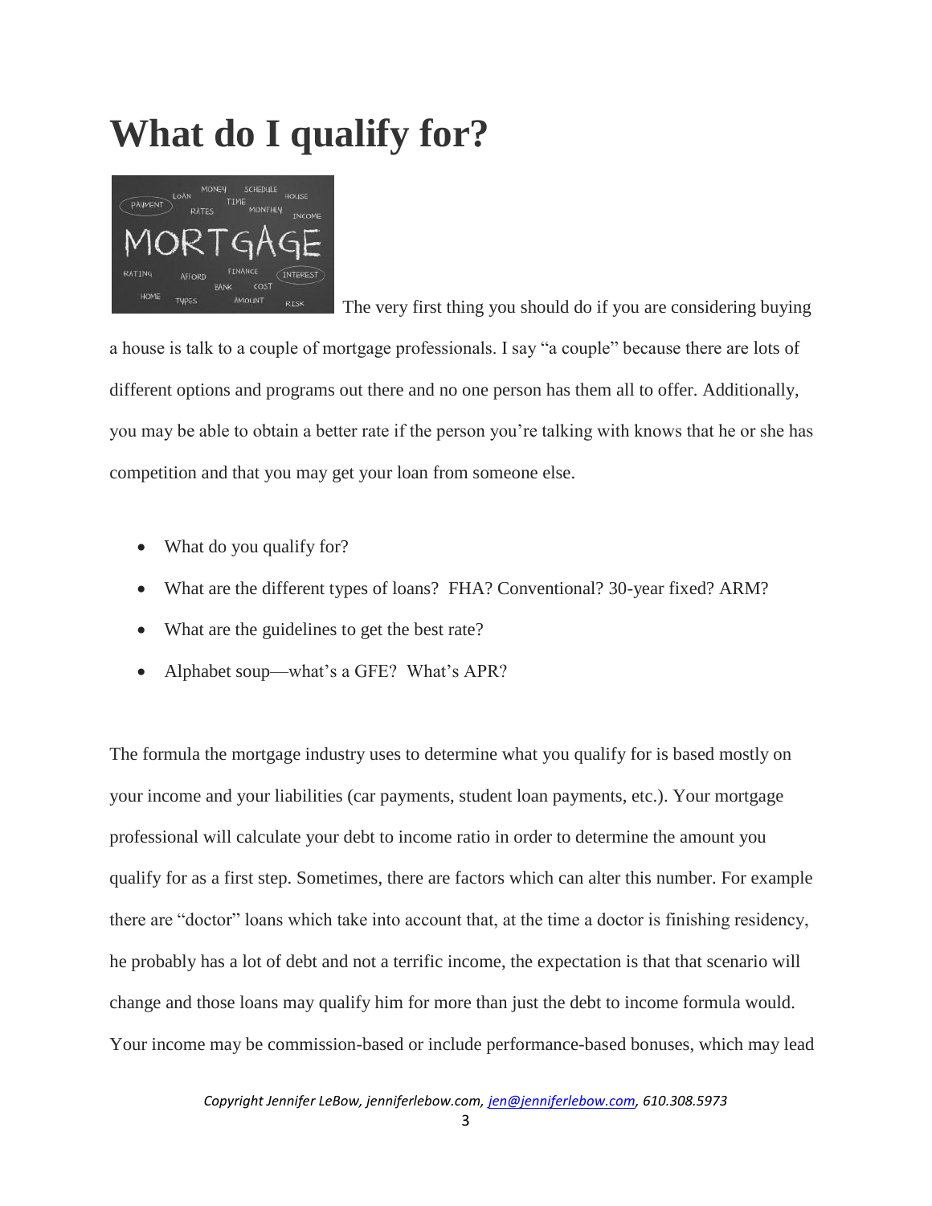# What do I qualify for?

The very first thing you should do if you are considering buying a house is talk to a couple of mortgage professionals. I say "a couple" because there are lots of different options and programs out there and no one person has them all to offer. Additionally, you may be able to obtain a better rate if the person you're talking with knows that he or she has competition and that you may get your loan from someone else.

- What do you qualify for?
- What are the different types of loans? FHA? Conventional? 30-year fixed? ARM?
- What are the guidelines to get the best rate?
- Alphabet soup—what's a GFE? What's APR?

The formula the mortgage industry uses to determine what you qualify for is based mostly on your income and your liabilities (car payments, student loan payments, etc.). Your mortgage professional will calculate your debt to income ratio in order to determine the amount you qualify for as a first step. Sometimes, there are factors which can alter this number. For example there are "doctor" loans which take into account that, at the time a doctor is finishing residency, he probably has a lot of debt and not a terrific income, the expectation is that that scenario will change and those loans may qualify him for more than just the debt to income formula would. Your income may be commission-based or include performance-based bonuses, which may lead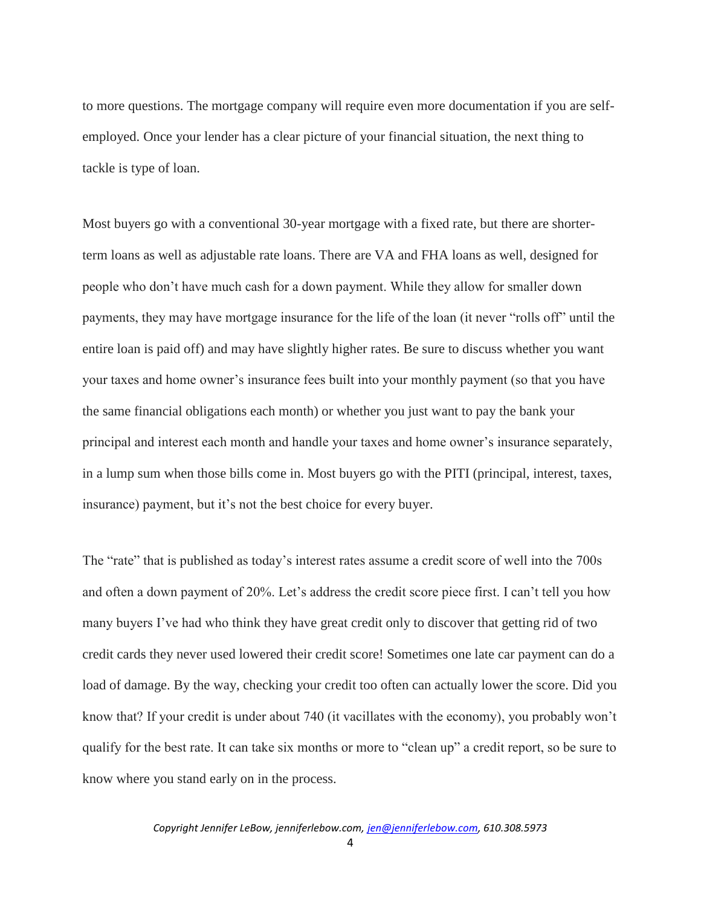to more questions. The mortgage company will require even more documentation if you are self-employed. Once your lender has a clear picture of your financial situation, the next thing to tackle is type of loan.

Most buyers go with a conventional 30-year mortgage with a fixed rate, but there are shorter-term loans as well as adjustable rate loans. There are VA and FHA loans as well, designed for people who don't have much cash for a down payment. While they allow for smaller down payments, they may have mortgage insurance for the life of the loan (it never "rolls off" until the entire loan is paid off) and may have slightly higher rates. Be sure to discuss whether you want your taxes and home owner's insurance fees built into your monthly payment (so that you have the same financial obligations each month) or whether you just want to pay the bank your principal and interest each month and handle your taxes and home owner's insurance separately, in a lump sum when those bills come in. Most buyers go with the PITI (principal, interest, taxes, insurance) payment, but it's not the best choice for every buyer.

The "rate" that is published as today's interest rates assume a credit score of well into the 700s and often a down payment of 20%. Let's address the credit score piece first. I can't tell you how many buyers I've had who think they have great credit only to discover that getting rid of two credit cards they never used lowered their credit score! Sometimes one late car payment can do a load of damage. By the way, checking your credit too often can actually lower the score. Did you know that? If your credit is under about 740 (it vacillates with the economy), you probably won't qualify for the best rate. It can take six months or more to "clean up" a credit report, so be sure to know where you stand early on in the process.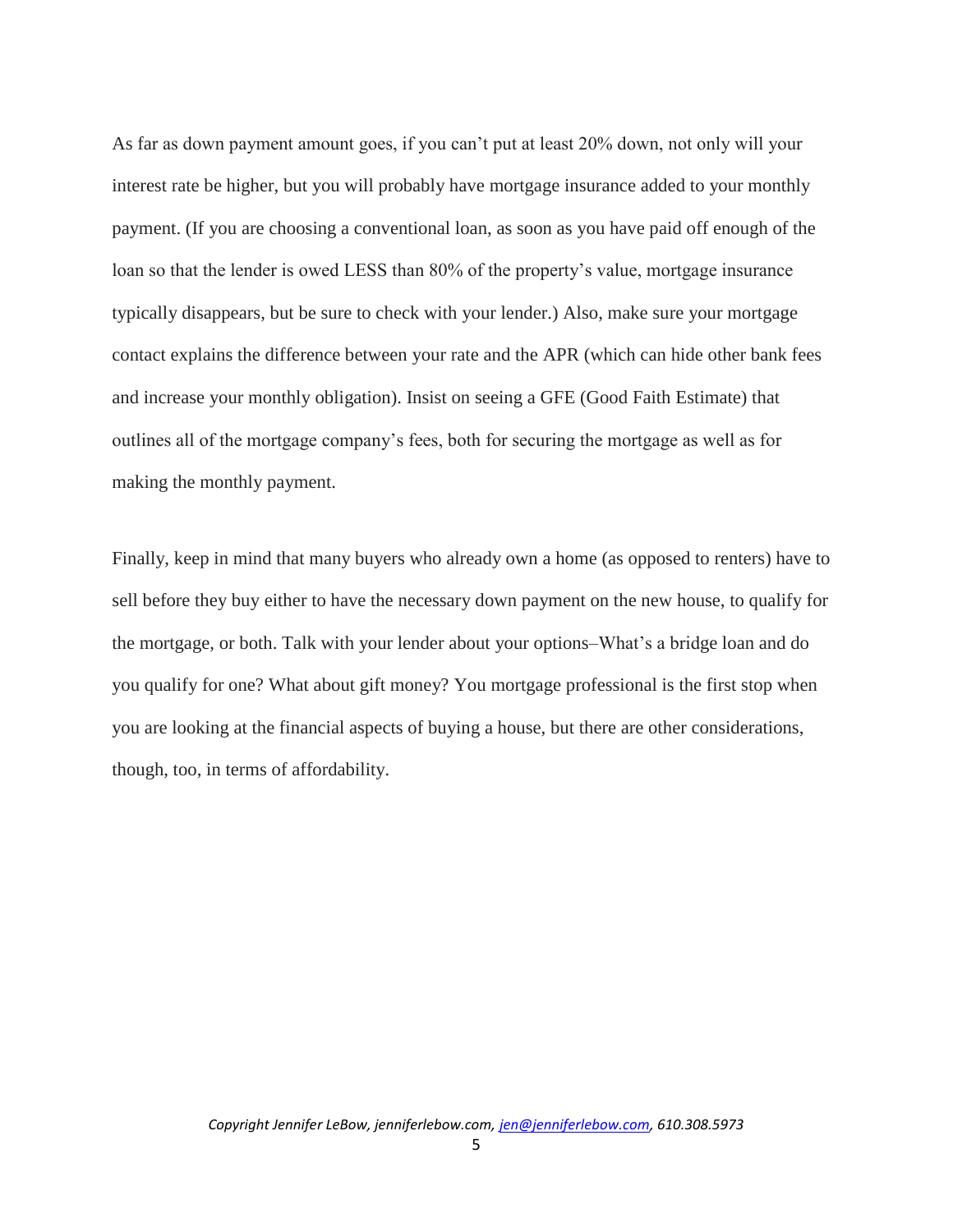As far as down payment amount goes, if you can't put at least 20% down, not only will your interest rate be higher, but you will probably have mortgage insurance added to your monthly payment. (If you are choosing a conventional loan, as soon as you have paid off enough of the loan so that the lender is owed LESS than 80% of the property's value, mortgage insurance typically disappears, but be sure to check with your lender.) Also, make sure your mortgage contact explains the difference between your rate and the APR (which can hide other bank fees and increase your monthly obligation). Insist on seeing a GFE (Good Faith Estimate) that outlines all of the mortgage company's fees, both for securing the mortgage as well as for making the monthly payment.

Finally, keep in mind that many buyers who already own a home (as opposed to renters) have to sell before they buy either to have the necessary down payment on the new house, to qualify for the mortgage, or both. Talk with your lender about your options–What's a bridge loan and do you qualify for one? What about gift money? You mortgage professional is the first stop when you are looking at the financial aspects of buying a house, but there are other considerations, though, too, in terms of affordability.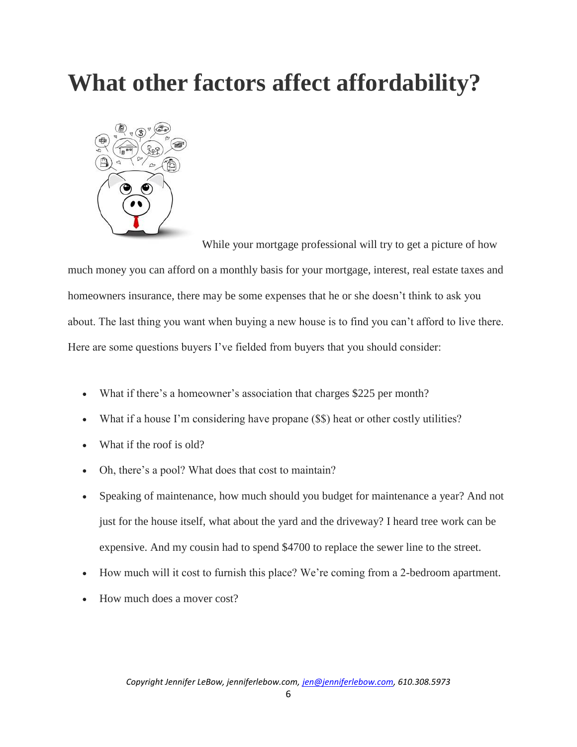# What other factors affect affordability?

While your mortgage professional will try to get a picture of how much money you can afford on a monthly basis for your mortgage, interest, real estate taxes and homeowners insurance, there may be some expenses that he or she doesn't think to ask you about. The last thing you want when buying a new house is to find you can't afford to live there. Here are some questions buyers I've fielded from buyers that you should consider:

- What if there's a homeowner's association that charges $225 per month?
- What if a house I'm considering have propane ($$) heat or other costly utilities?
- What if the roof is old?
- Oh, there's a pool? What does that cost to maintain?
- Speaking of maintenance, how much should you budget for maintenance a year? And not just for the house itself, what about the yard and the driveway? I heard tree work can be expensive. And my cousin had to spend $4700 to replace the sewer line to the street.
- How much will it cost to furnish this place? We're coming from a 2-bedroom apartment.
- How much does a mover cost?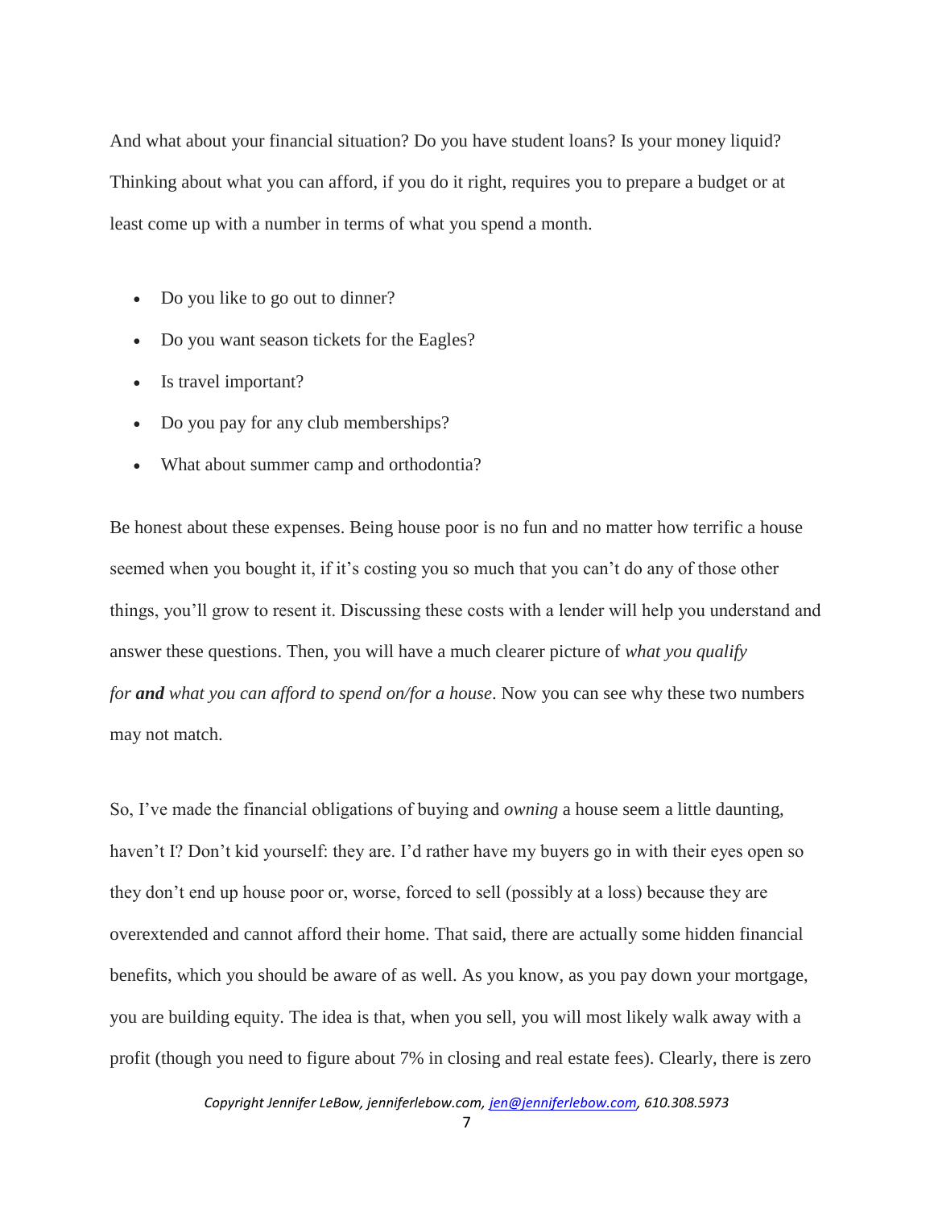And what about your financial situation? Do you have student loans? Is your money liquid? Thinking about what you can afford, if you do it right, requires you to prepare a budget or at least come up with a number in terms of what you spend a month.

- Do you like to go out to dinner?
- Do you want season tickets for the Eagles?
- Is travel important?
- Do you pay for any club memberships?
- What about summer camp and orthodontia?

Be honest about these expenses. Being house poor is no fun and no matter how terrific a house seemed when you bought it, if it's costing you so much that you can't do any of those other things, you'll grow to resent it. Discussing these costs with a lender will help you understand and answer these questions. Then, you will have a much clearer picture of *what you qualify for* ***and*** *what you can afford to spend on/for a house*. Now you can see why these two numbers may not match.

So, I've made the financial obligations of buying and *owning* a house seem a little daunting, haven't I? Don't kid yourself: they are. I'd rather have my buyers go in with their eyes open so they don't end up house poor or, worse, forced to sell (possibly at a loss) because they are overextended and cannot afford their home. That said, there are actually some hidden financial benefits, which you should be aware of as well. As you know, as you pay down your mortgage, you are building equity. The idea is that, when you sell, you will most likely walk away with a profit (though you need to figure about 7% in closing and real estate fees). Clearly, there is zero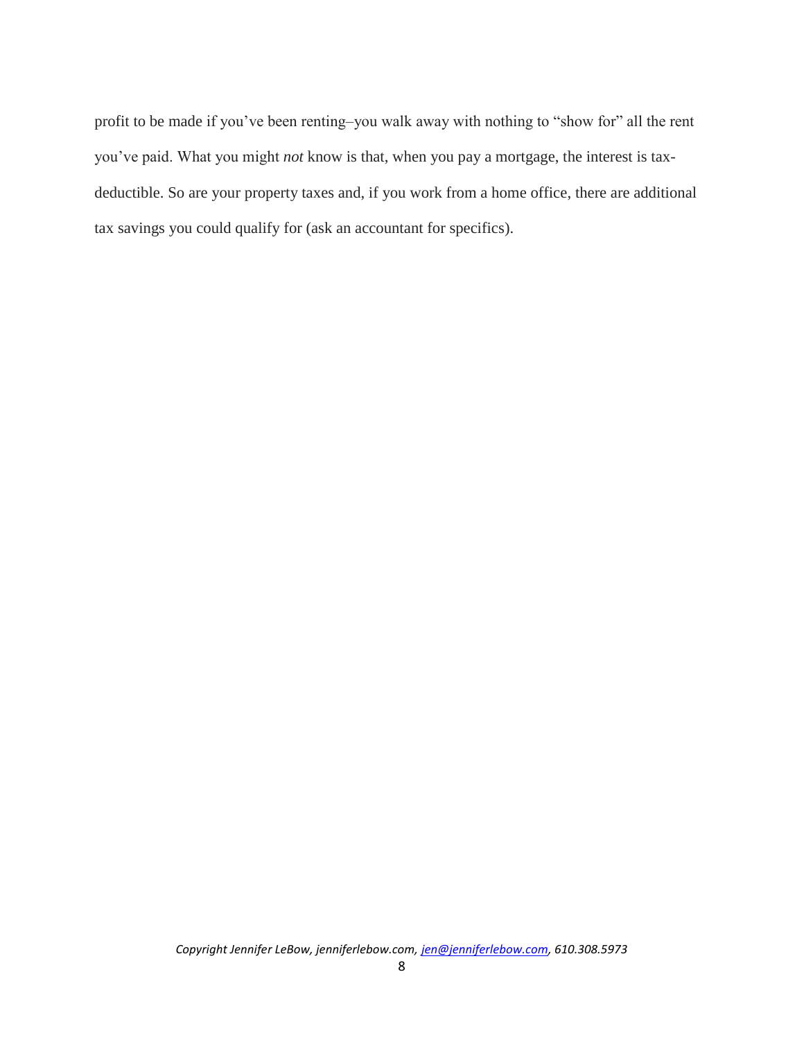profit to be made if you've been renting–you walk away with nothing to "show for" all the rent you've paid. What you might *not* know is that, when you pay a mortgage, the interest is tax-deductible. So are your property taxes and, if you work from a home office, there are additional tax savings you could qualify for (ask an accountant for specifics).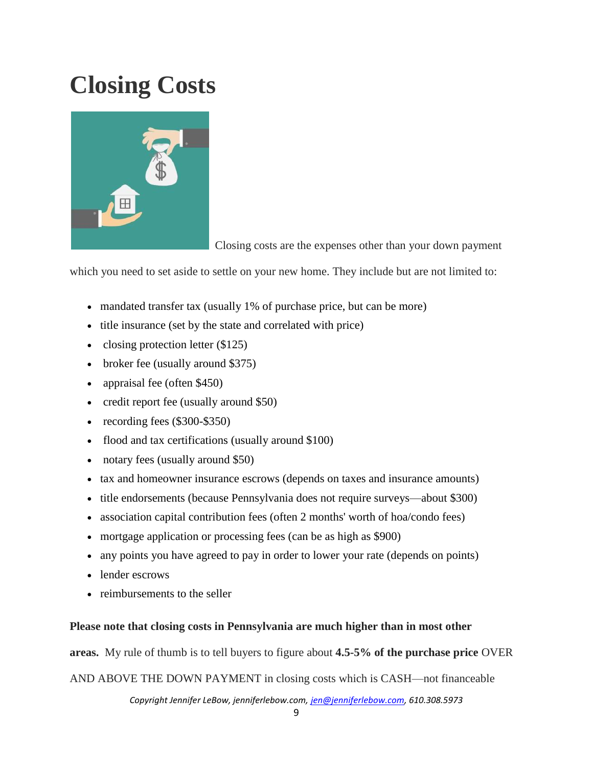# Closing Costs

Closing costs are the expenses other than your down payment which you need to set aside to settle on your new home. They include but are not limited to:

- mandated transfer tax (usually 1% of purchase price, but can be more)
- title insurance (set by the state and correlated with price)
- closing protection letter ($125)
- broker fee (usually around $375)
- appraisal fee (often $450)
- credit report fee (usually around $50)
- recording fees ($300-$350)
- flood and tax certifications (usually around $100)
- notary fees (usually around $50)
- tax and homeowner insurance escrows (depends on taxes and insurance amounts)
- title endorsements (because Pennsylvania does not require surveys—about $300)
- association capital contribution fees (often 2 months' worth of hoa/condo fees)
- mortgage application or processing fees (can be as high as $900)
- any points you have agreed to pay in order to lower your rate (depends on points)
- lender escrows
- reimbursements to the seller

**Please note that closing costs in Pennsylvania are much higher than in most other areas.** My rule of thumb is to tell buyers to figure about **4.5-5% of the purchase price** OVER AND ABOVE THE DOWN PAYMENT in closing costs which is CASH—not financeable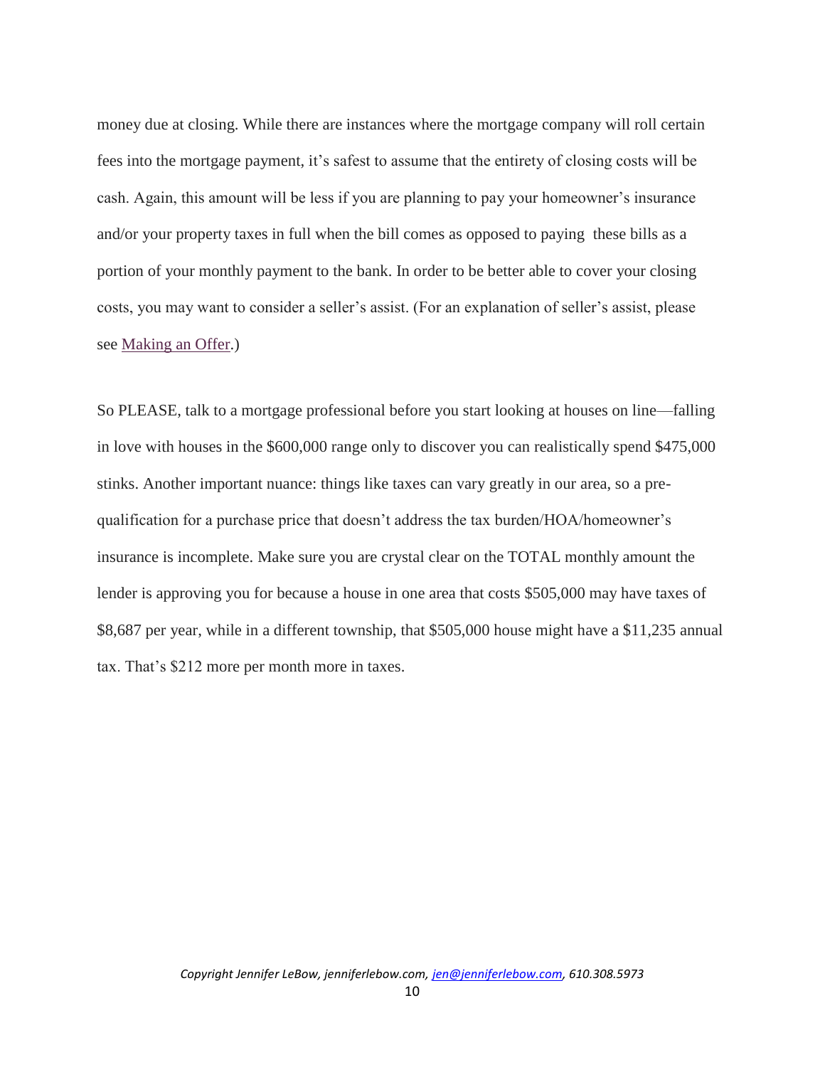money due at closing. While there are instances where the mortgage company will roll certain fees into the mortgage payment, it's safest to assume that the entirety of closing costs will be cash. Again, this amount will be less if you are planning to pay your homeowner's insurance and/or your property taxes in full when the bill comes as opposed to paying these bills as a portion of your monthly payment to the bank. In order to be better able to cover your closing costs, you may want to consider a seller's assist. (For an explanation of seller's assist, please see Making an Offer.)

So PLEASE, talk to a mortgage professional before you start looking at houses on line—falling in love with houses in the $600,000 range only to discover you can realistically spend $475,000 stinks. Another important nuance: things like taxes can vary greatly in our area, so a pre-qualification for a purchase price that doesn't address the tax burden/HOA/homeowner's insurance is incomplete. Make sure you are crystal clear on the TOTAL monthly amount the lender is approving you for because a house in one area that costs $505,000 may have taxes of $8,687 per year, while in a different township, that $505,000 house might have a $11,235 annual tax. That's $212 more per month more in taxes.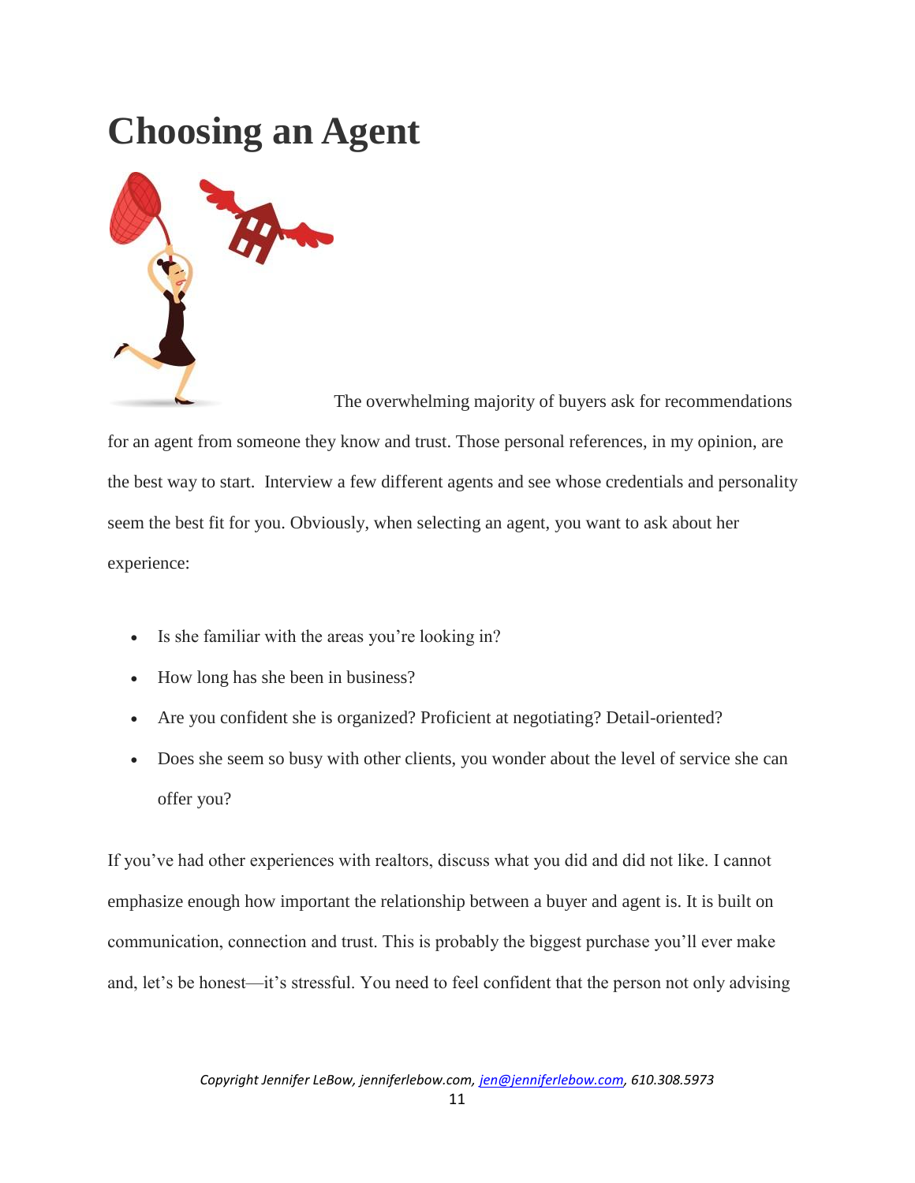# Choosing an Agent

The overwhelming majority of buyers ask for recommendations for an agent from someone they know and trust. Those personal references, in my opinion, are the best way to start. Interview a few different agents and see whose credentials and personality seem the best fit for you. Obviously, when selecting an agent, you want to ask about her experience:

- Is she familiar with the areas you're looking in?
- How long has she been in business?
- Are you confident she is organized? Proficient at negotiating? Detail-oriented?
- Does she seem so busy with other clients, you wonder about the level of service she can offer you?

If you've had other experiences with realtors, discuss what you did and did not like. I cannot emphasize enough how important the relationship between a buyer and agent is. It is built on communication, connection and trust. This is probably the biggest purchase you'll ever make and, let's be honest—it's stressful. You need to feel confident that the person not only advising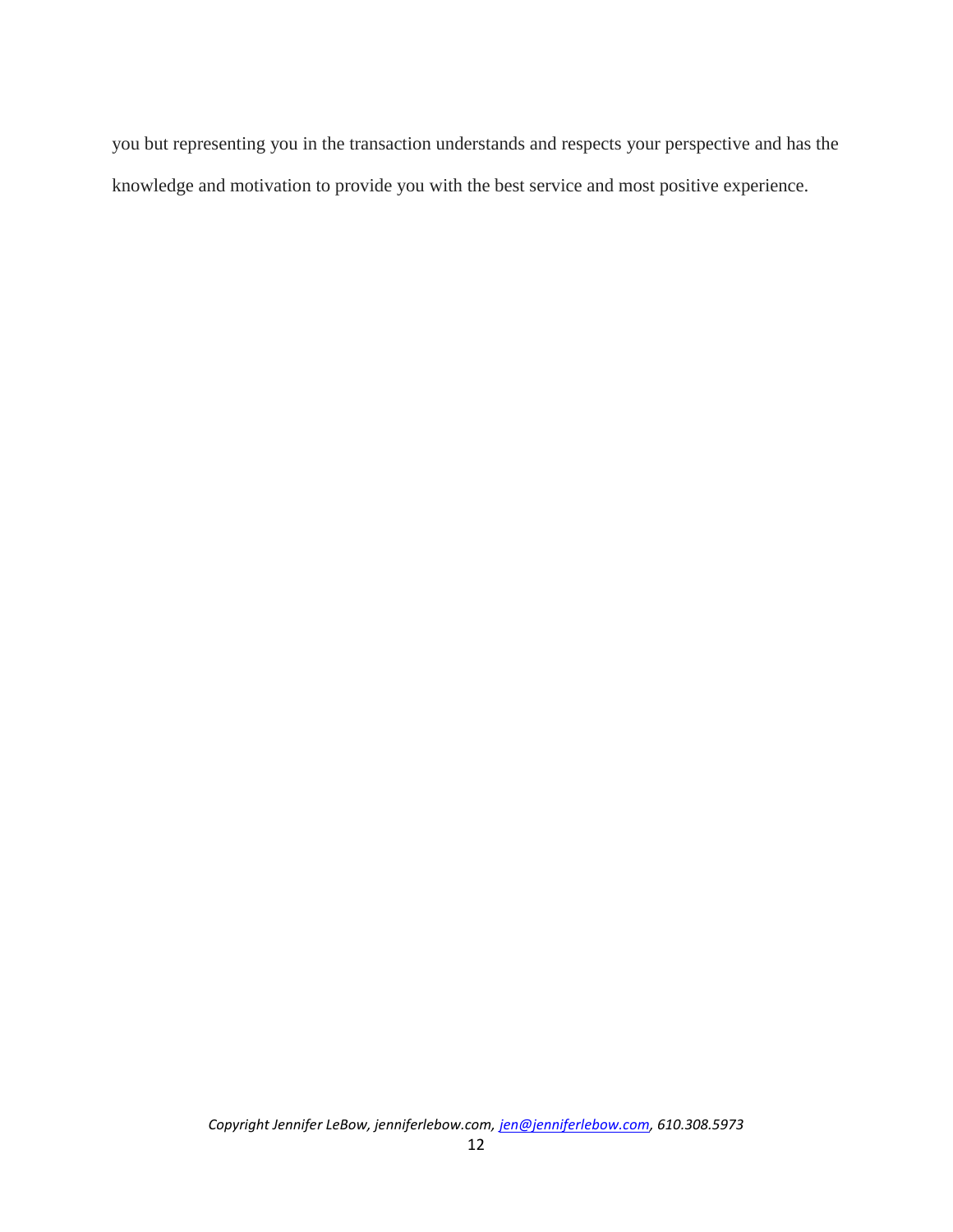you but representing you in the transaction understands and respects your perspective and has the knowledge and motivation to provide you with the best service and most positive experience.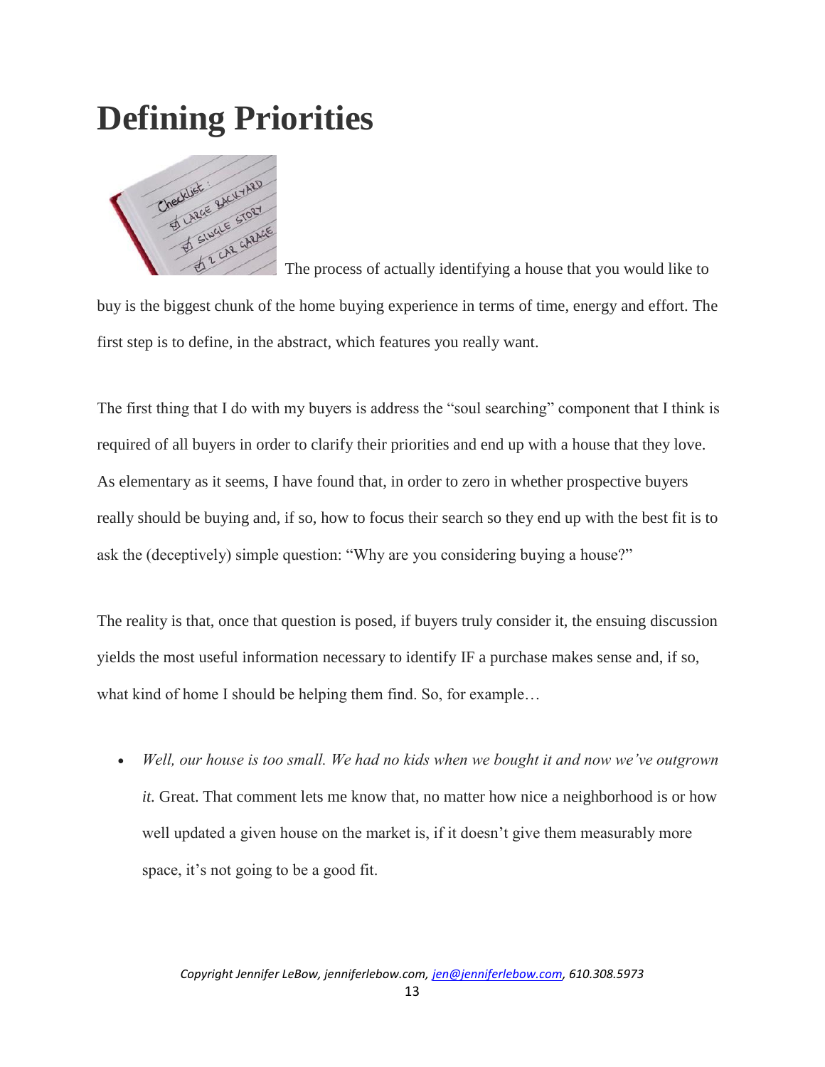# Defining Priorities

The process of actually identifying a house that you would like to buy is the biggest chunk of the home buying experience in terms of time, energy and effort. The first step is to define, in the abstract, which features you really want.

The first thing that I do with my buyers is address the "soul searching" component that I think is required of all buyers in order to clarify their priorities and end up with a house that they love. As elementary as it seems, I have found that, in order to zero in whether prospective buyers really should be buying and, if so, how to focus their search so they end up with the best fit is to ask the (deceptively) simple question: "Why are you considering buying a house?"

The reality is that, once that question is posed, if buyers truly consider it, the ensuing discussion yields the most useful information necessary to identify IF a purchase makes sense and, if so, what kind of home I should be helping them find. So, for example…

- *Well, our house is too small. We had no kids when we bought it and now we've outgrown it.* Great. That comment lets me know that, no matter how nice a neighborhood is or how well updated a given house on the market is, if it doesn't give them measurably more space, it's not going to be a good fit.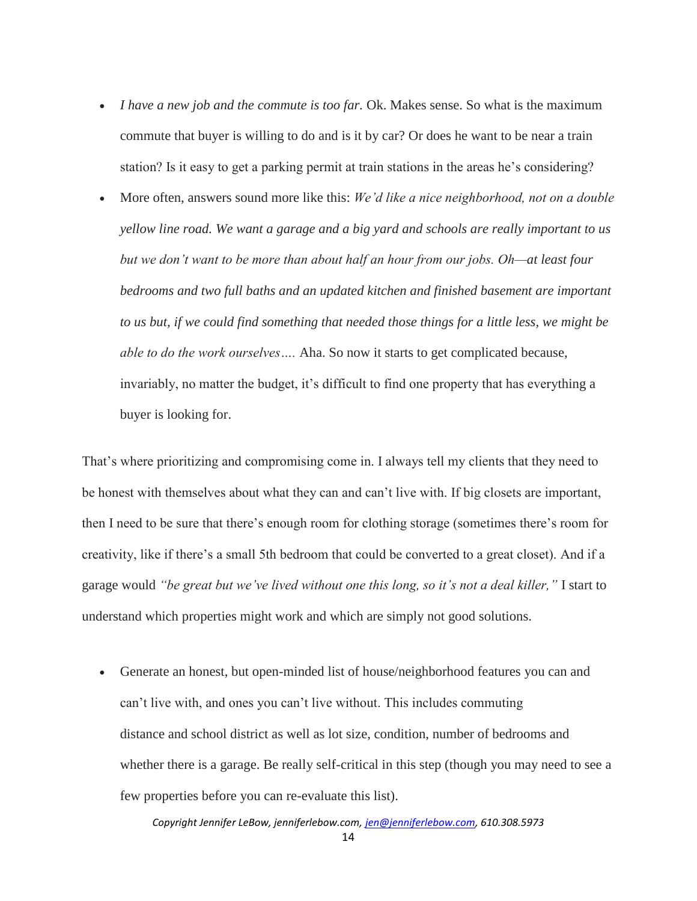- *I have a new job and the commute is too far.* Ok. Makes sense. So what is the maximum commute that buyer is willing to do and is it by car? Or does he want to be near a train station? Is it easy to get a parking permit at train stations in the areas he's considering?
- More often, answers sound more like this: *We'd like a nice neighborhood, not on a double yellow line road. We want a garage and a big yard and schools are really important to us but we don't want to be more than about half an hour from our jobs. Oh—at least four bedrooms and two full baths and an updated kitchen and finished basement are important to us but, if we could find something that needed those things for a little less, we might be able to do the work ourselves….* Aha. So now it starts to get complicated because, invariably, no matter the budget, it's difficult to find one property that has everything a buyer is looking for.

That's where prioritizing and compromising come in. I always tell my clients that they need to be honest with themselves about what they can and can't live with. If big closets are important, then I need to be sure that there's enough room for clothing storage (sometimes there's room for creativity, like if there's a small 5th bedroom that could be converted to a great closet). And if a garage would *"be great but we've lived without one this long, so it's not a deal killer,"* I start to understand which properties might work and which are simply not good solutions.

- Generate an honest, but open-minded list of house/neighborhood features you can and can't live with, and ones you can't live without. This includes commuting distance and school district as well as lot size, condition, number of bedrooms and whether there is a garage. Be really self-critical in this step (though you may need to see a few properties before you can re-evaluate this list).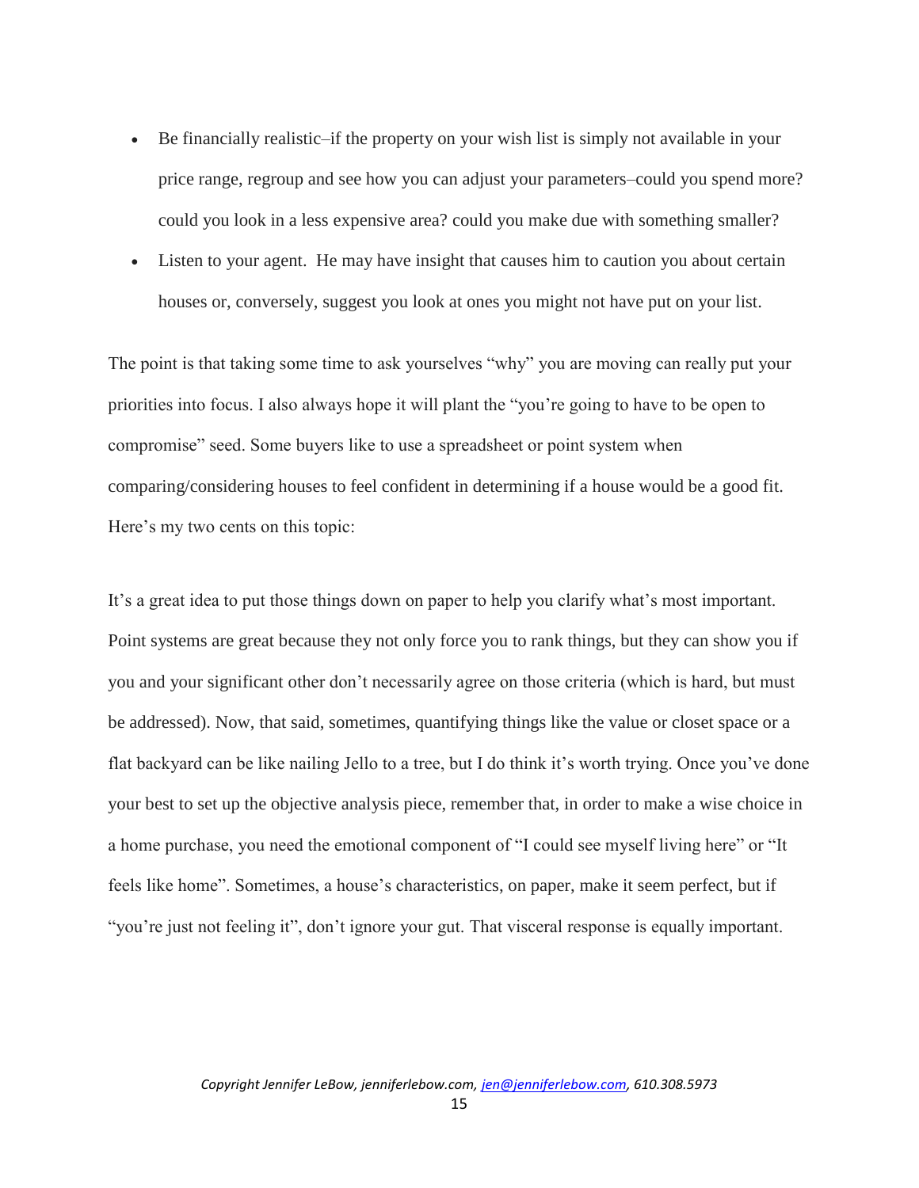- Be financially realistic–if the property on your wish list is simply not available in your price range, regroup and see how you can adjust your parameters–could you spend more? could you look in a less expensive area? could you make due with something smaller?
- Listen to your agent. He may have insight that causes him to caution you about certain houses or, conversely, suggest you look at ones you might not have put on your list.

The point is that taking some time to ask yourselves "why" you are moving can really put your priorities into focus. I also always hope it will plant the "you're going to have to be open to compromise" seed. Some buyers like to use a spreadsheet or point system when comparing/considering houses to feel confident in determining if a house would be a good fit. Here's my two cents on this topic:

It's a great idea to put those things down on paper to help you clarify what's most important. Point systems are great because they not only force you to rank things, but they can show you if you and your significant other don't necessarily agree on those criteria (which is hard, but must be addressed). Now, that said, sometimes, quantifying things like the value or closet space or a flat backyard can be like nailing Jello to a tree, but I do think it's worth trying. Once you've done your best to set up the objective analysis piece, remember that, in order to make a wise choice in a home purchase, you need the emotional component of "I could see myself living here" or "It feels like home". Sometimes, a house's characteristics, on paper, make it seem perfect, but if "you're just not feeling it", don't ignore your gut. That visceral response is equally important.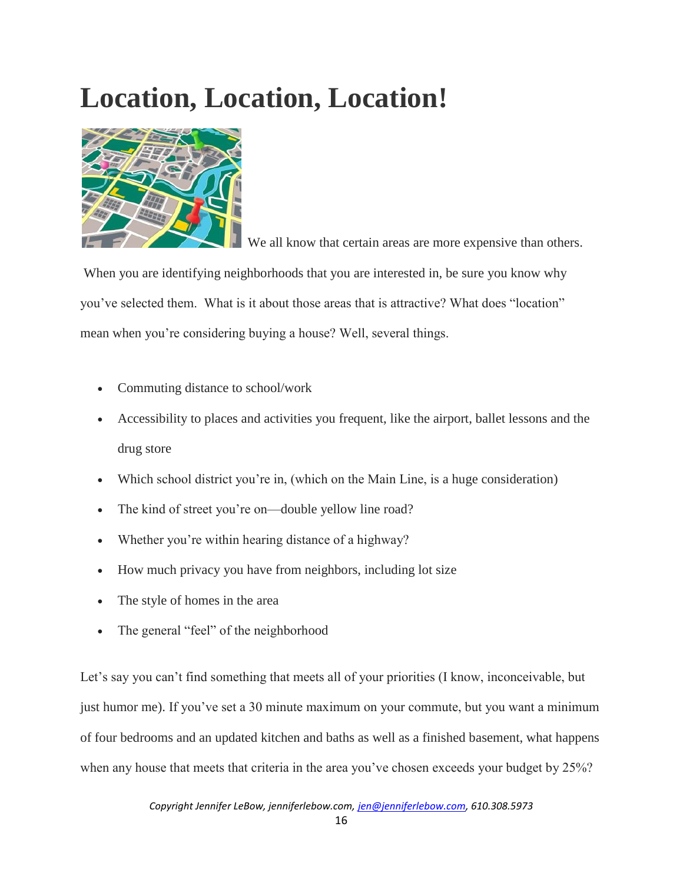# Location, Location, Location!

We all know that certain areas are more expensive than others. When you are identifying neighborhoods that you are interested in, be sure you know why you've selected them. What is it about those areas that is attractive? What does "location" mean when you're considering buying a house? Well, several things.

- Commuting distance to school/work
- Accessibility to places and activities you frequent, like the airport, ballet lessons and the drug store
- Which school district you're in, (which on the Main Line, is a huge consideration)
- The kind of street you're on—double yellow line road?
- Whether you're within hearing distance of a highway?
- How much privacy you have from neighbors, including lot size
- The style of homes in the area
- The general "feel" of the neighborhood

Let's say you can't find something that meets all of your priorities (I know, inconceivable, but just humor me). If you've set a 30 minute maximum on your commute, but you want a minimum of four bedrooms and an updated kitchen and baths as well as a finished basement, what happens when any house that meets that criteria in the area you've chosen exceeds your budget by 25%?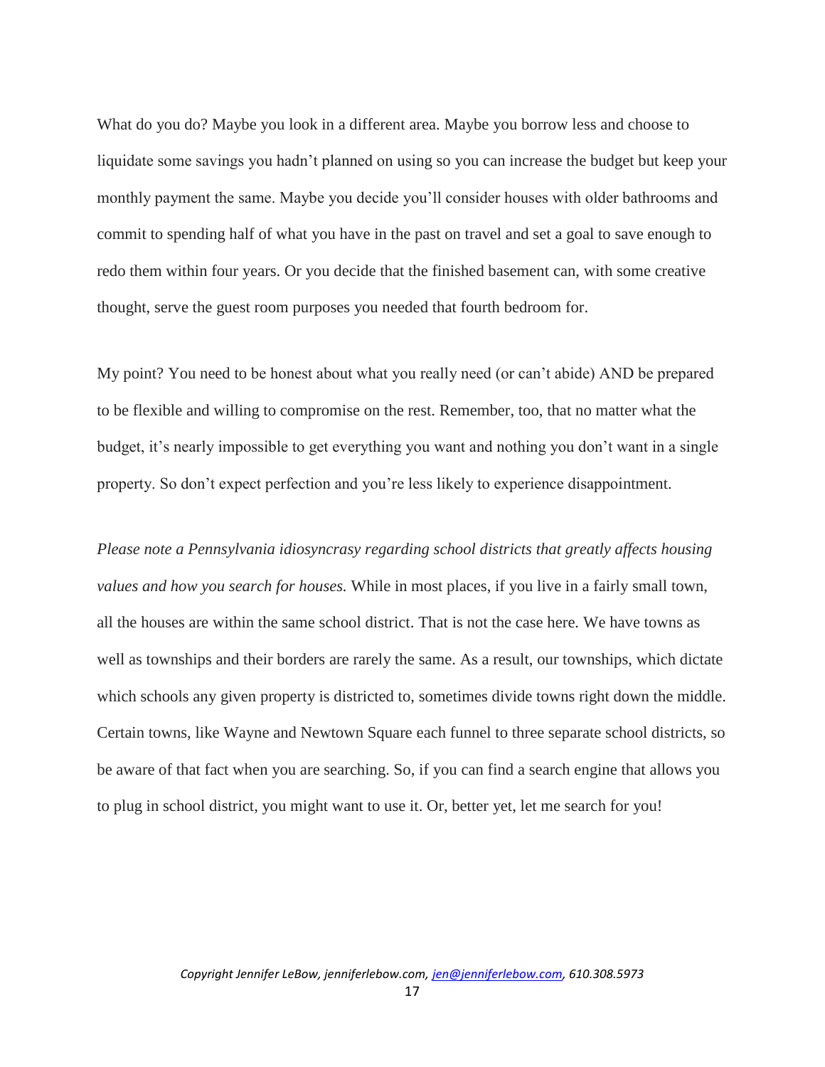What do you do? Maybe you look in a different area. Maybe you borrow less and choose to liquidate some savings you hadn't planned on using so you can increase the budget but keep your monthly payment the same. Maybe you decide you'll consider houses with older bathrooms and commit to spending half of what you have in the past on travel and set a goal to save enough to redo them within four years. Or you decide that the finished basement can, with some creative thought, serve the guest room purposes you needed that fourth bedroom for.

My point? You need to be honest about what you really need (or can't abide) AND be prepared to be flexible and willing to compromise on the rest. Remember, too, that no matter what the budget, it's nearly impossible to get everything you want and nothing you don't want in a single property. So don't expect perfection and you're less likely to experience disappointment.

*Please note a Pennsylvania idiosyncrasy regarding school districts that greatly affects housing values and how you search for houses.* While in most places, if you live in a fairly small town, all the houses are within the same school district. That is not the case here. We have towns as well as townships and their borders are rarely the same. As a result, our townships, which dictate which schools any given property is districted to, sometimes divide towns right down the middle. Certain towns, like Wayne and Newtown Square each funnel to three separate school districts, so be aware of that fact when you are searching. So, if you can find a search engine that allows you to plug in school district, you might want to use it. Or, better yet, let me search for you!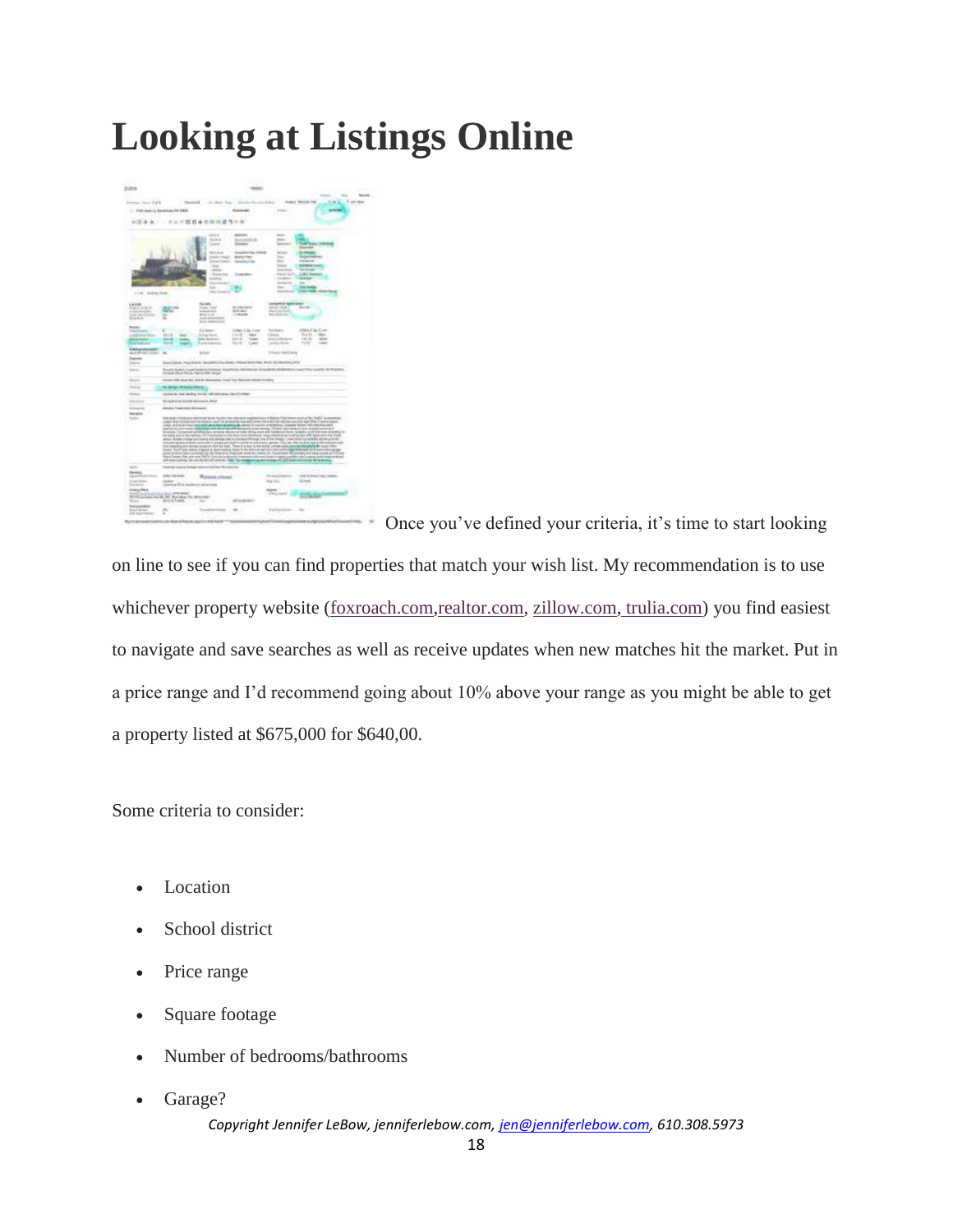# Looking at Listings Online

Once you've defined your criteria, it's time to start looking on line to see if you can find properties that match your wish list. My recommendation is to use whichever property website (foxroach.com,realtor.com, zillow.com, trulia.com) you find easiest to navigate and save searches as well as receive updates when new matches hit the market. Put in a price range and I'd recommend going about 10% above your range as you might be able to get a property listed at $675,000 for $640,00.

Some criteria to consider:

- Location
- School district
- Price range
- Square footage
- Number of bedrooms/bathrooms
- Garage?

*Copyright Jennifer LeBow, jenniferlebow.com, jen@jenniferlebow.com, 610.308.5973*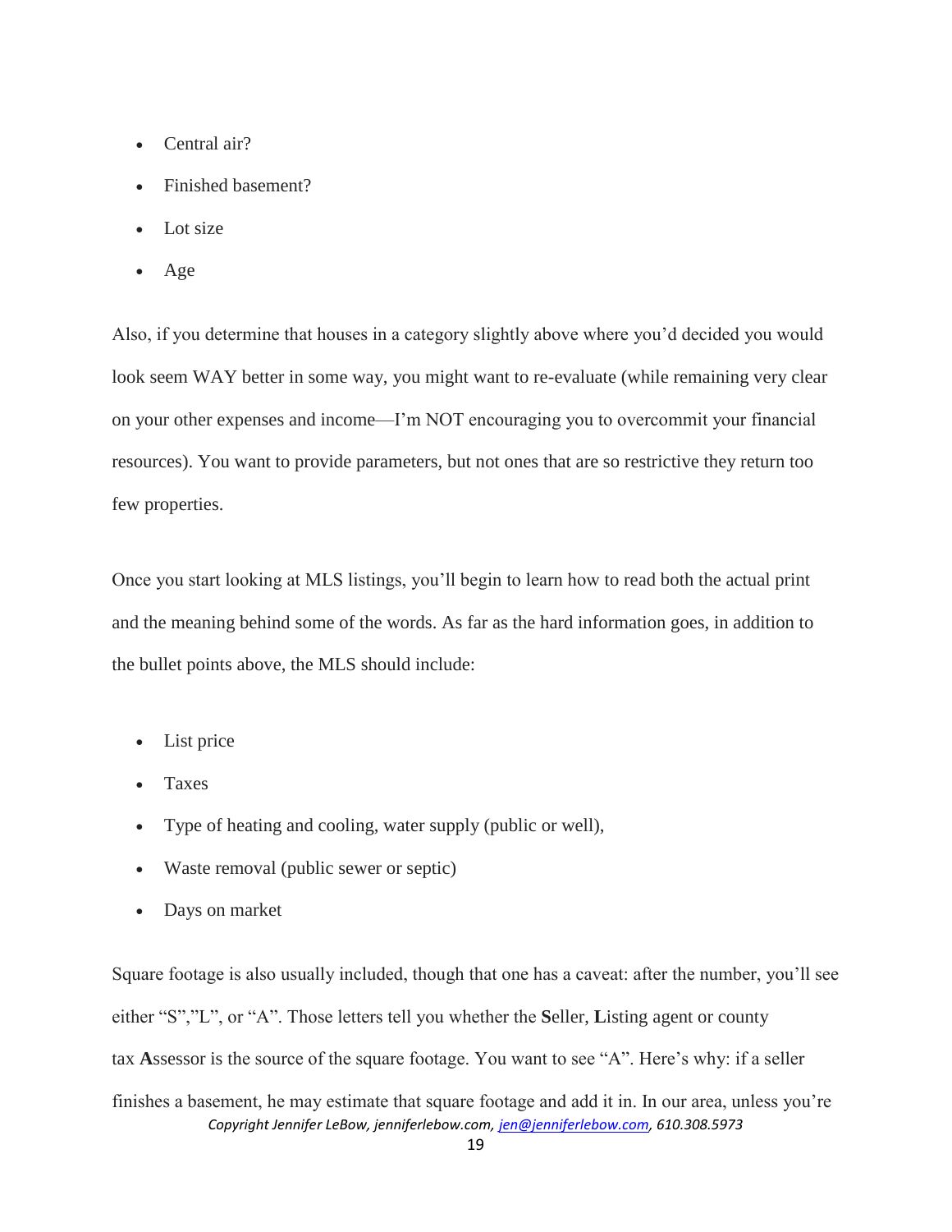- Central air?
- Finished basement?
- Lot size
- Age

Also, if you determine that houses in a category slightly above where you'd decided you would look seem WAY better in some way, you might want to re-evaluate (while remaining very clear on your other expenses and income—I'm NOT encouraging you to overcommit your financial resources). You want to provide parameters, but not ones that are so restrictive they return too few properties.

Once you start looking at MLS listings, you'll begin to learn how to read both the actual print and the meaning behind some of the words. As far as the hard information goes, in addition to the bullet points above, the MLS should include:

- List price
- Taxes
- Type of heating and cooling, water supply (public or well),
- Waste removal (public sewer or septic)
- Days on market

Square footage is also usually included, though that one has a caveat: after the number, you'll see either "S","L", or "A". Those letters tell you whether the **S**eller, **L**isting agent or county tax **A**ssessor is the source of the square footage. You want to see "A". Here's why: if a seller finishes a basement, he may estimate that square footage and add it in. In our area, unless you're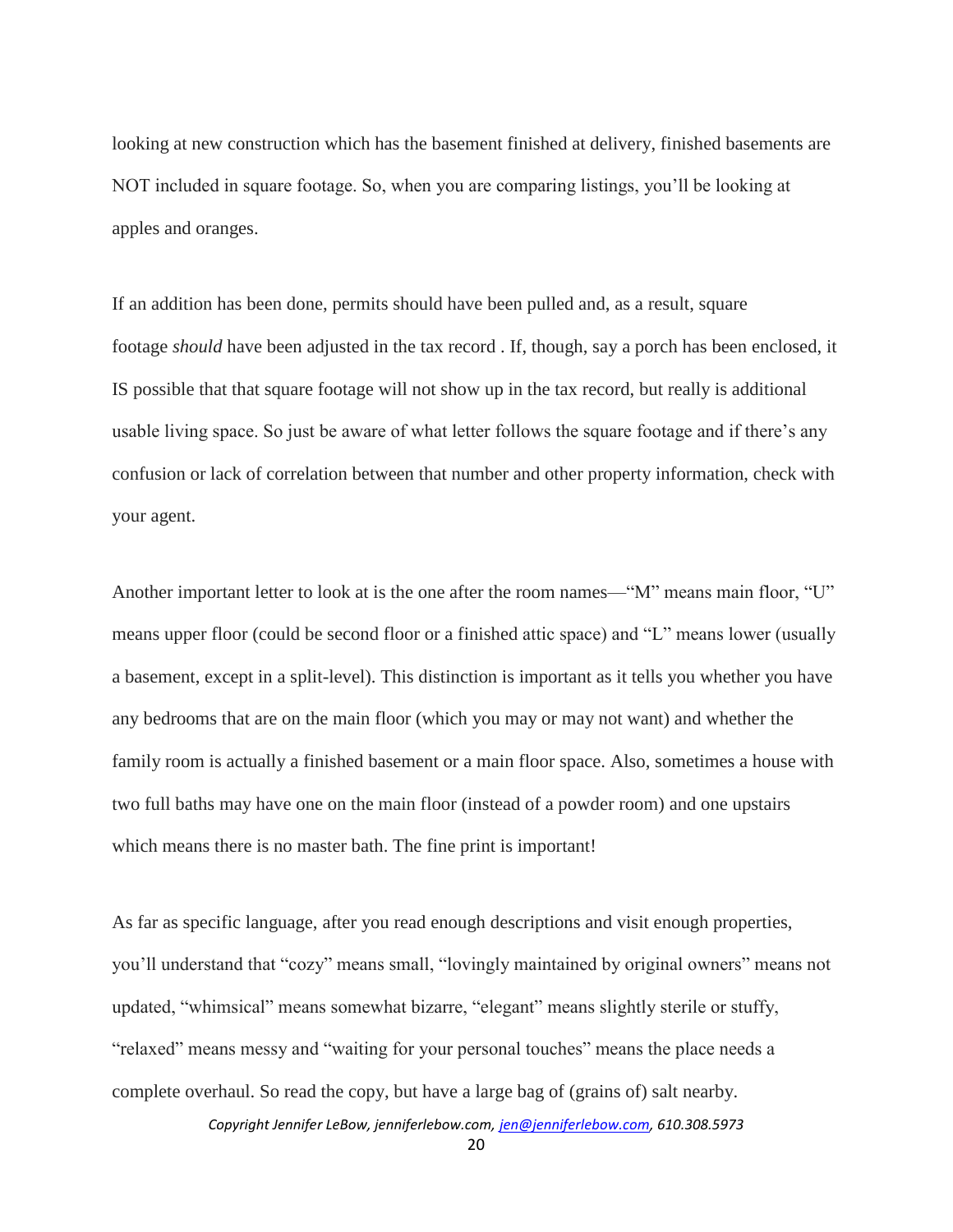looking at new construction which has the basement finished at delivery, finished basements are NOT included in square footage. So, when you are comparing listings, you'll be looking at apples and oranges.

If an addition has been done, permits should have been pulled and, as a result, square footage *should* have been adjusted in the tax record . If, though, say a porch has been enclosed, it IS possible that that square footage will not show up in the tax record, but really is additional usable living space. So just be aware of what letter follows the square footage and if there's any confusion or lack of correlation between that number and other property information, check with your agent.

Another important letter to look at is the one after the room names—"M" means main floor, "U" means upper floor (could be second floor or a finished attic space) and "L" means lower (usually a basement, except in a split-level). This distinction is important as it tells you whether you have any bedrooms that are on the main floor (which you may or may not want) and whether the family room is actually a finished basement or a main floor space. Also, sometimes a house with two full baths may have one on the main floor (instead of a powder room) and one upstairs which means there is no master bath. The fine print is important!

As far as specific language, after you read enough descriptions and visit enough properties, you'll understand that "cozy" means small, "lovingly maintained by original owners" means not updated, "whimsical" means somewhat bizarre, "elegant" means slightly sterile or stuffy, "relaxed" means messy and "waiting for your personal touches" means the place needs a complete overhaul. So read the copy, but have a large bag of (grains of) salt nearby.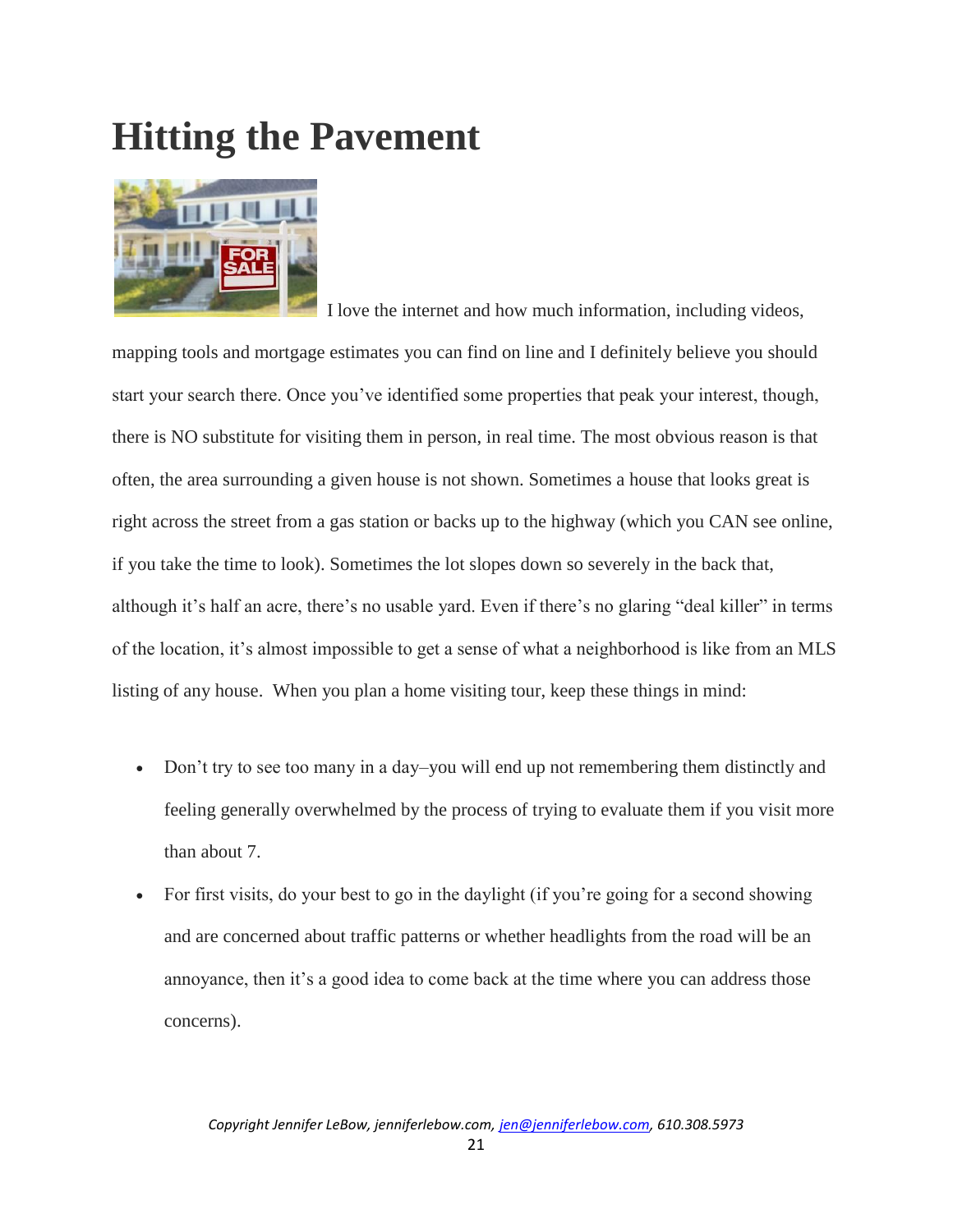# Hitting the Pavement

I love the internet and how much information, including videos, mapping tools and mortgage estimates you can find on line and I definitely believe you should start your search there. Once you've identified some properties that peak your interest, though, there is NO substitute for visiting them in person, in real time. The most obvious reason is that often, the area surrounding a given house is not shown. Sometimes a house that looks great is right across the street from a gas station or backs up to the highway (which you CAN see online, if you take the time to look). Sometimes the lot slopes down so severely in the back that, although it's half an acre, there's no usable yard. Even if there's no glaring "deal killer" in terms of the location, it's almost impossible to get a sense of what a neighborhood is like from an MLS listing of any house. When you plan a home visiting tour, keep these things in mind:

- Don't try to see too many in a day–you will end up not remembering them distinctly and feeling generally overwhelmed by the process of trying to evaluate them if you visit more than about 7.
- For first visits, do your best to go in the daylight (if you're going for a second showing and are concerned about traffic patterns or whether headlights from the road will be an annoyance, then it's a good idea to come back at the time where you can address those concerns).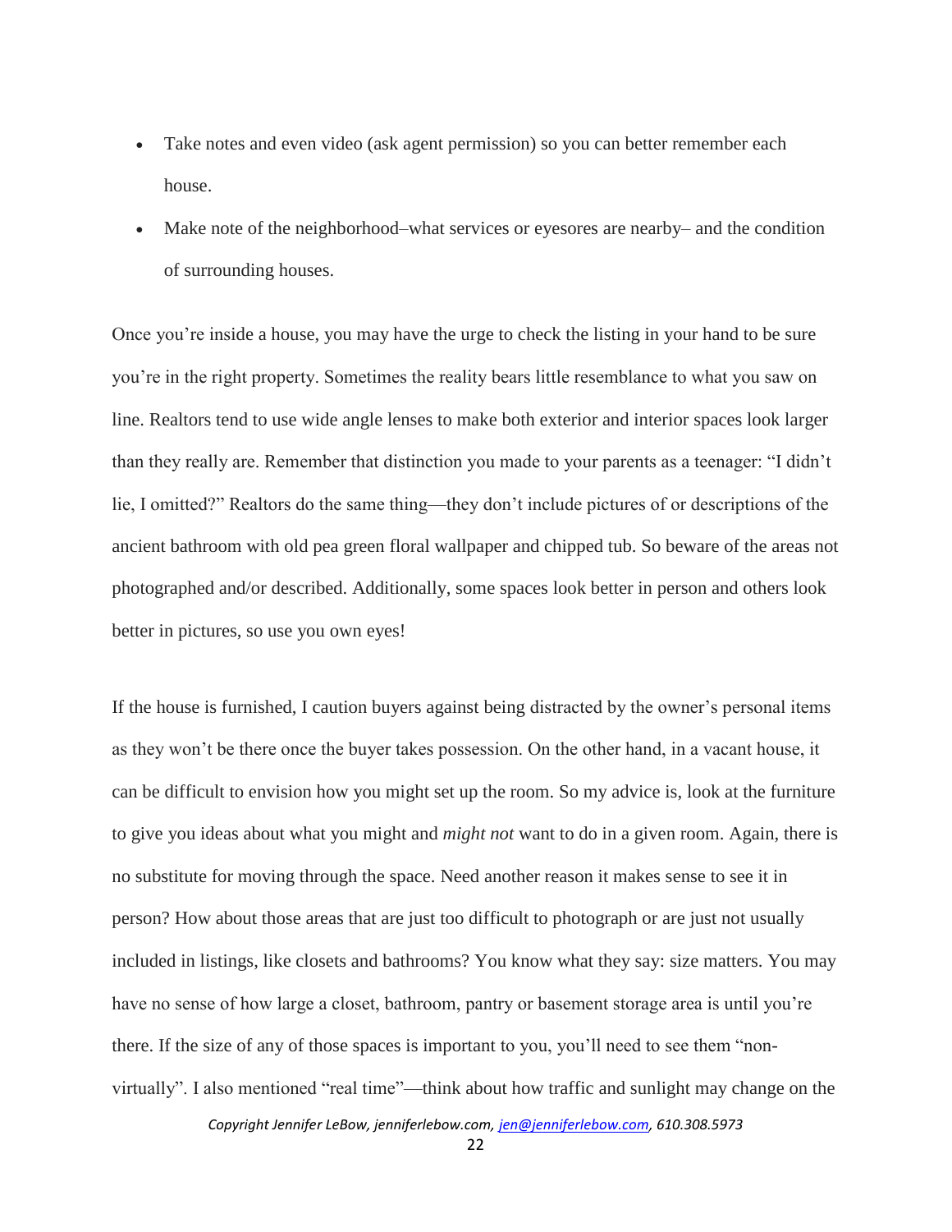- Take notes and even video (ask agent permission) so you can better remember each house.
- Make note of the neighborhood–what services or eyesores are nearby– and the condition of surrounding houses.

Once you're inside a house, you may have the urge to check the listing in your hand to be sure you're in the right property. Sometimes the reality bears little resemblance to what you saw on line. Realtors tend to use wide angle lenses to make both exterior and interior spaces look larger than they really are. Remember that distinction you made to your parents as a teenager: "I didn't lie, I omitted?" Realtors do the same thing—they don't include pictures of or descriptions of the ancient bathroom with old pea green floral wallpaper and chipped tub. So beware of the areas not photographed and/or described. Additionally, some spaces look better in person and others look better in pictures, so use you own eyes!

If the house is furnished, I caution buyers against being distracted by the owner's personal items as they won't be there once the buyer takes possession. On the other hand, in a vacant house, it can be difficult to envision how you might set up the room. So my advice is, look at the furniture to give you ideas about what you might and *might not* want to do in a given room. Again, there is no substitute for moving through the space. Need another reason it makes sense to see it in person? How about those areas that are just too difficult to photograph or are just not usually included in listings, like closets and bathrooms? You know what they say: size matters. You may have no sense of how large a closet, bathroom, pantry or basement storage area is until you're there. If the size of any of those spaces is important to you, you'll need to see them "non-virtually". I also mentioned "real time"—think about how traffic and sunlight may change on the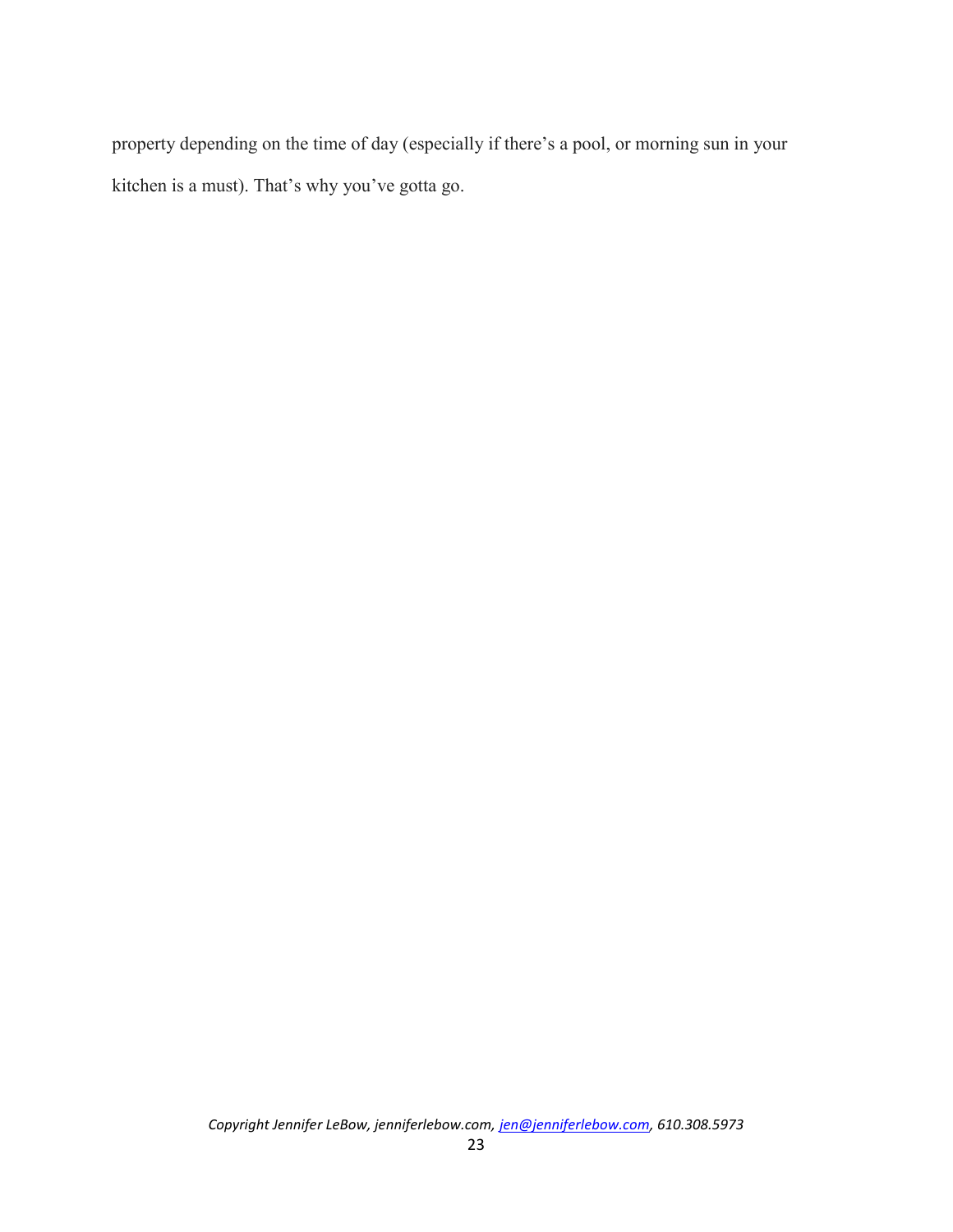property depending on the time of day (especially if there's a pool, or morning sun in your kitchen is a must). That's why you've gotta go.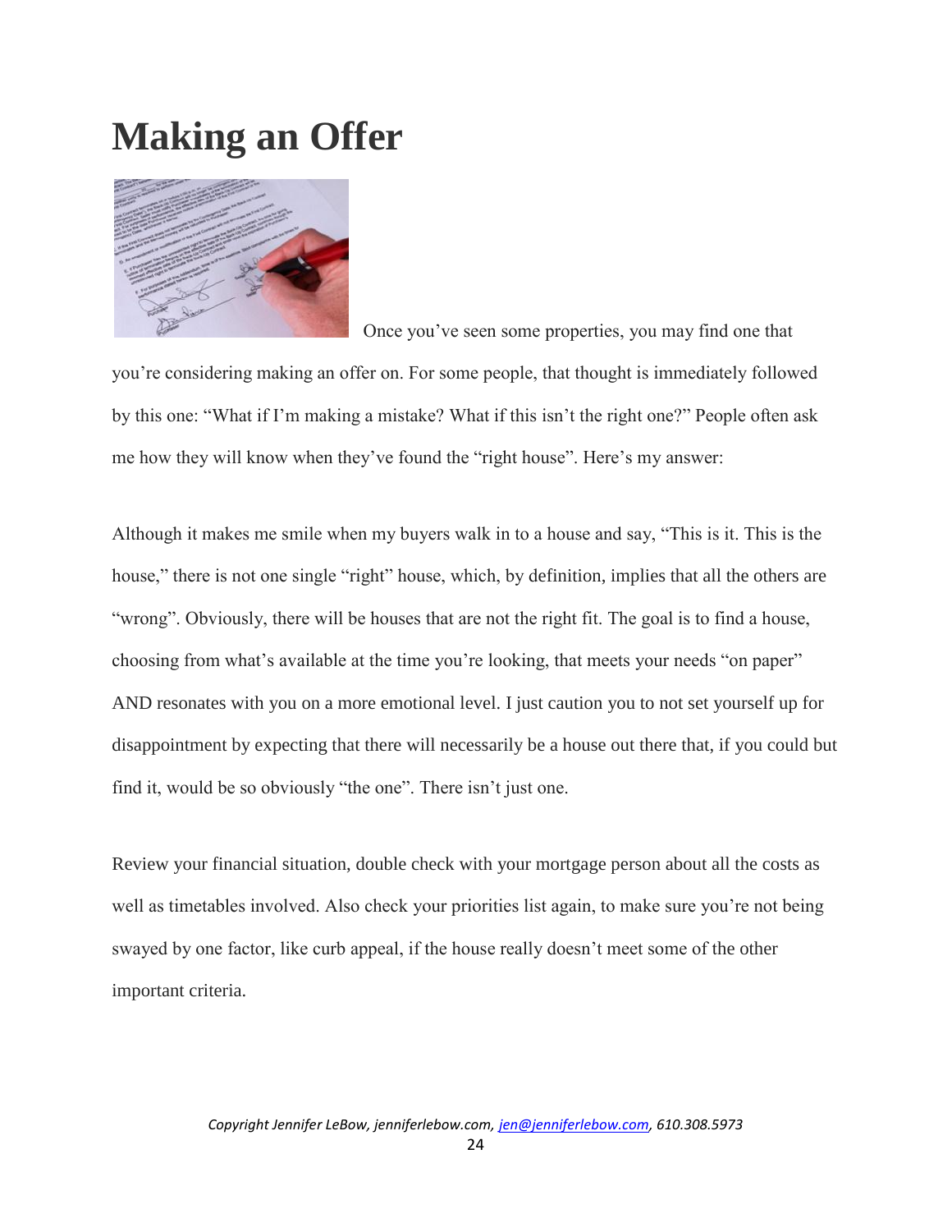# Making an Offer

Once you've seen some properties, you may find one that you're considering making an offer on. For some people, that thought is immediately followed by this one: "What if I'm making a mistake? What if this isn't the right one?" People often ask me how they will know when they've found the "right house". Here's my answer:

Although it makes me smile when my buyers walk in to a house and say, "This is it. This is the house," there is not one single "right" house, which, by definition, implies that all the others are "wrong". Obviously, there will be houses that are not the right fit. The goal is to find a house, choosing from what's available at the time you're looking, that meets your needs "on paper" AND resonates with you on a more emotional level. I just caution you to not set yourself up for disappointment by expecting that there will necessarily be a house out there that, if you could but find it, would be so obviously "the one". There isn't just one.

Review your financial situation, double check with your mortgage person about all the costs as well as timetables involved. Also check your priorities list again, to make sure you're not being swayed by one factor, like curb appeal, if the house really doesn't meet some of the other important criteria.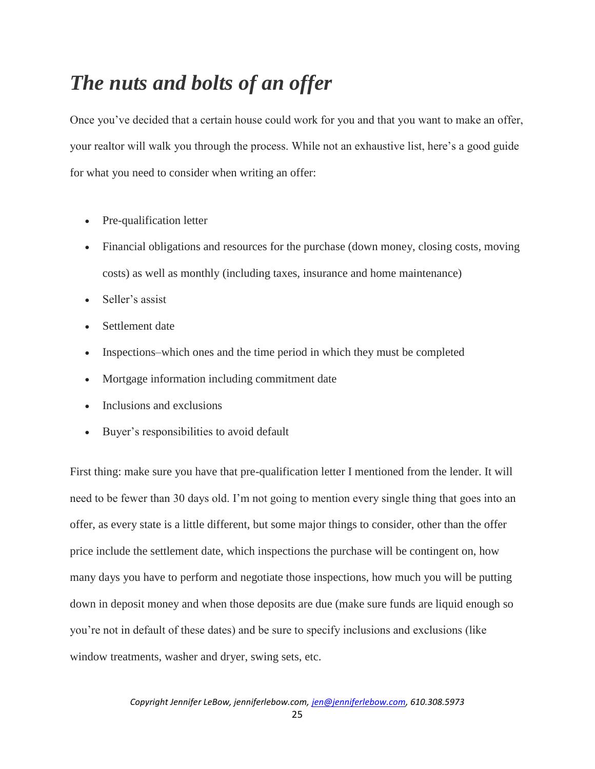# *The nuts and bolts of an offer*

Once you've decided that a certain house could work for you and that you want to make an offer, your realtor will walk you through the process. While not an exhaustive list, here's a good guide for what you need to consider when writing an offer:

- Pre-qualification letter
- Financial obligations and resources for the purchase (down money, closing costs, moving costs) as well as monthly (including taxes, insurance and home maintenance)
- Seller's assist
- Settlement date
- Inspections–which ones and the time period in which they must be completed
- Mortgage information including commitment date
- Inclusions and exclusions
- Buyer's responsibilities to avoid default

First thing: make sure you have that pre-qualification letter I mentioned from the lender. It will need to be fewer than 30 days old. I'm not going to mention every single thing that goes into an offer, as every state is a little different, but some major things to consider, other than the offer price include the settlement date, which inspections the purchase will be contingent on, how many days you have to perform and negotiate those inspections, how much you will be putting down in deposit money and when those deposits are due (make sure funds are liquid enough so you're not in default of these dates) and be sure to specify inclusions and exclusions (like window treatments, washer and dryer, swing sets, etc.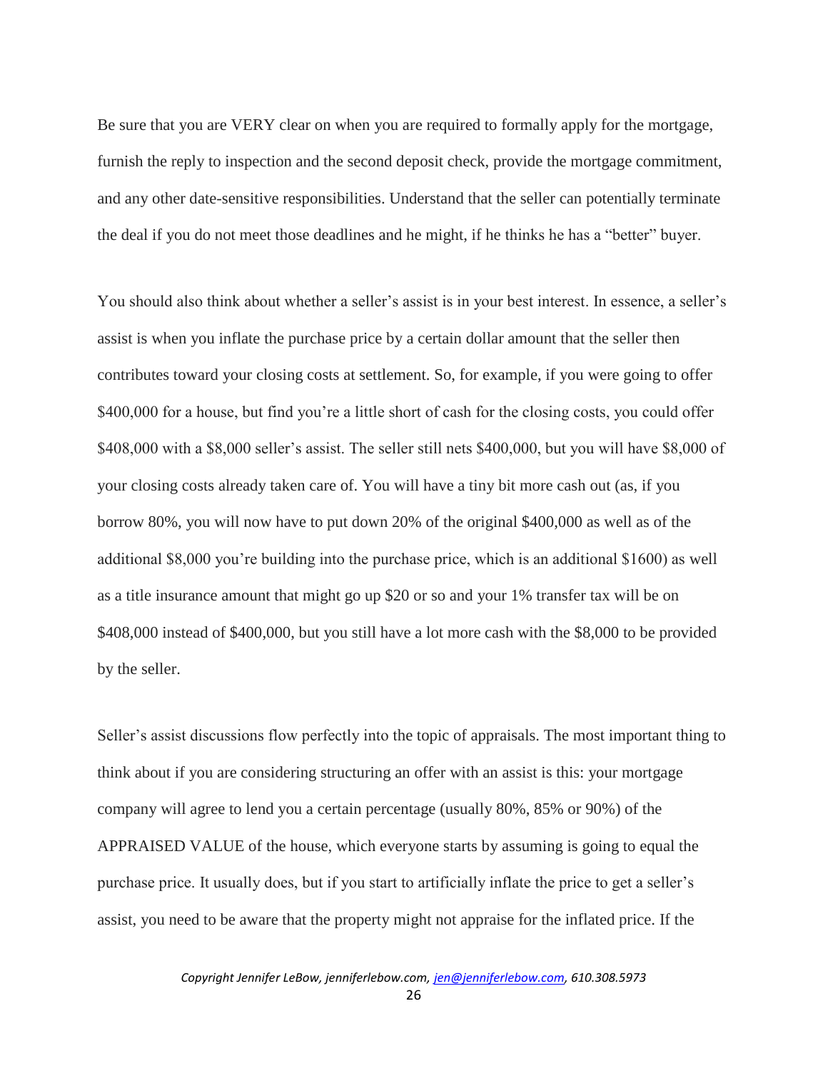Be sure that you are VERY clear on when you are required to formally apply for the mortgage, furnish the reply to inspection and the second deposit check, provide the mortgage commitment, and any other date-sensitive responsibilities. Understand that the seller can potentially terminate the deal if you do not meet those deadlines and he might, if he thinks he has a "better" buyer.

You should also think about whether a seller's assist is in your best interest. In essence, a seller's assist is when you inflate the purchase price by a certain dollar amount that the seller then contributes toward your closing costs at settlement. So, for example, if you were going to offer $400,000 for a house, but find you're a little short of cash for the closing costs, you could offer $408,000 with a $8,000 seller's assist. The seller still nets $400,000, but you will have $8,000 of your closing costs already taken care of. You will have a tiny bit more cash out (as, if you borrow 80%, you will now have to put down 20% of the original $400,000 as well as of the additional $8,000 you're building into the purchase price, which is an additional $1600) as well as a title insurance amount that might go up $20 or so and your 1% transfer tax will be on $408,000 instead of $400,000, but you still have a lot more cash with the $8,000 to be provided by the seller.

Seller's assist discussions flow perfectly into the topic of appraisals. The most important thing to think about if you are considering structuring an offer with an assist is this: your mortgage company will agree to lend you a certain percentage (usually 80%, 85% or 90%) of the APPRAISED VALUE of the house, which everyone starts by assuming is going to equal the purchase price. It usually does, but if you start to artificially inflate the price to get a seller's assist, you need to be aware that the property might not appraise for the inflated price. If the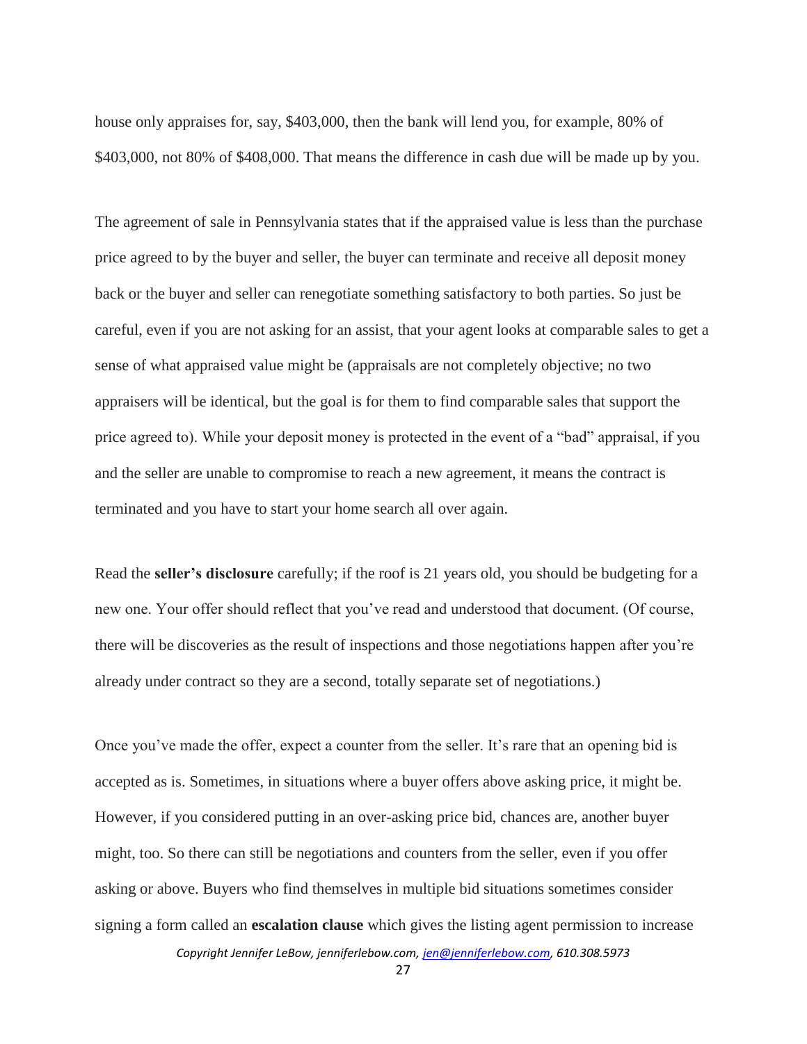house only appraises for, say, $403,000, then the bank will lend you, for example, 80% of $403,000, not 80% of $408,000. That means the difference in cash due will be made up by you.

The agreement of sale in Pennsylvania states that if the appraised value is less than the purchase price agreed to by the buyer and seller, the buyer can terminate and receive all deposit money back or the buyer and seller can renegotiate something satisfactory to both parties. So just be careful, even if you are not asking for an assist, that your agent looks at comparable sales to get a sense of what appraised value might be (appraisals are not completely objective; no two appraisers will be identical, but the goal is for them to find comparable sales that support the price agreed to). While your deposit money is protected in the event of a "bad" appraisal, if you and the seller are unable to compromise to reach a new agreement, it means the contract is terminated and you have to start your home search all over again.

Read the **seller's disclosure** carefully; if the roof is 21 years old, you should be budgeting for a new one. Your offer should reflect that you've read and understood that document. (Of course, there will be discoveries as the result of inspections and those negotiations happen after you're already under contract so they are a second, totally separate set of negotiations.)

Once you've made the offer, expect a counter from the seller. It's rare that an opening bid is accepted as is. Sometimes, in situations where a buyer offers above asking price, it might be. However, if you considered putting in an over-asking price bid, chances are, another buyer might, too. So there can still be negotiations and counters from the seller, even if you offer asking or above. Buyers who find themselves in multiple bid situations sometimes consider signing a form called an **escalation clause** which gives the listing agent permission to increase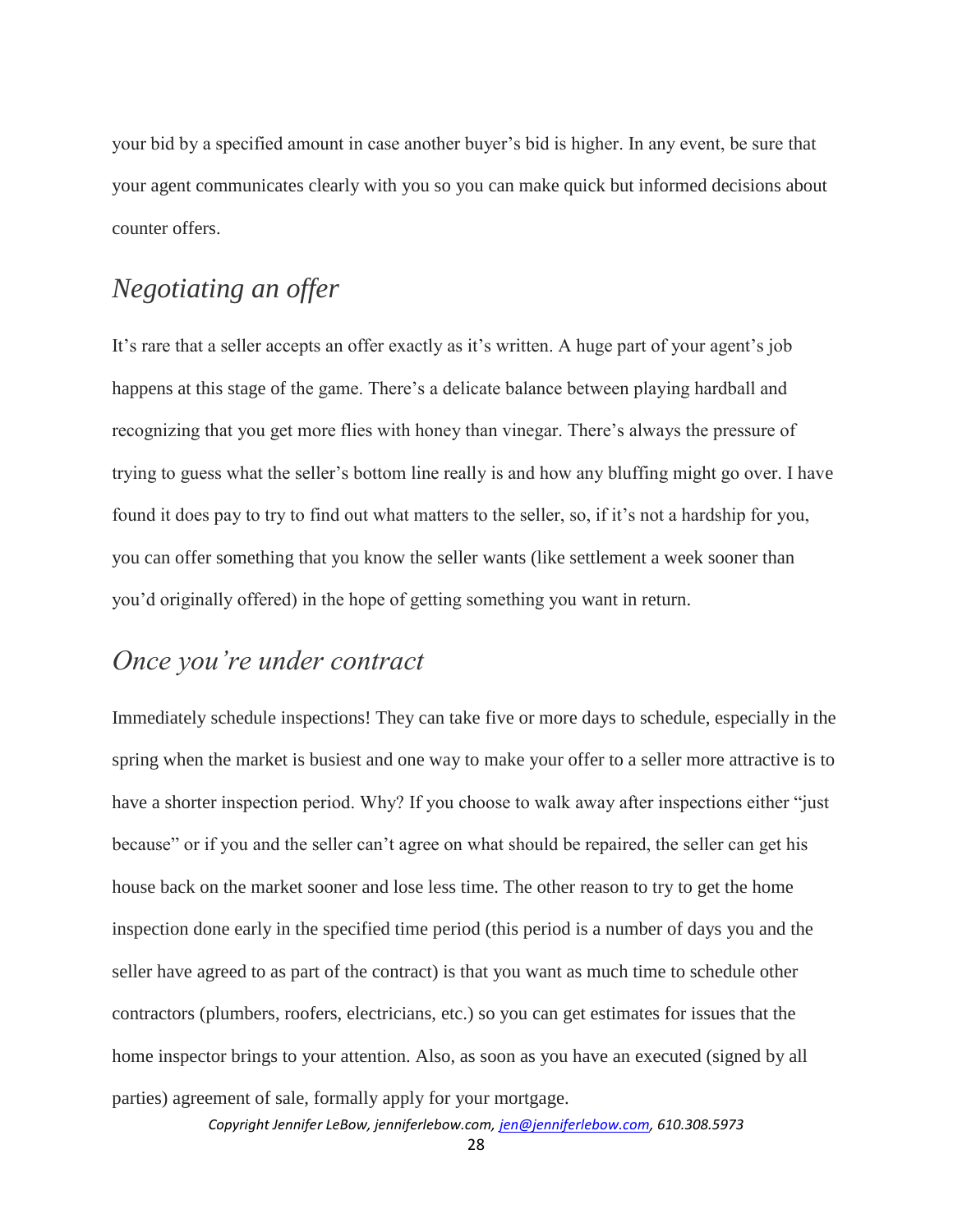your bid by a specified amount in case another buyer's bid is higher. In any event, be sure that your agent communicates clearly with you so you can make quick but informed decisions about counter offers.

## *Negotiating an offer*

It's rare that a seller accepts an offer exactly as it's written. A huge part of your agent's job happens at this stage of the game. There's a delicate balance between playing hardball and recognizing that you get more flies with honey than vinegar. There's always the pressure of trying to guess what the seller's bottom line really is and how any bluffing might go over. I have found it does pay to try to find out what matters to the seller, so, if it's not a hardship for you, you can offer something that you know the seller wants (like settlement a week sooner than you'd originally offered) in the hope of getting something you want in return.

## *Once you're under contract*

Immediately schedule inspections! They can take five or more days to schedule, especially in the spring when the market is busiest and one way to make your offer to a seller more attractive is to have a shorter inspection period. Why? If you choose to walk away after inspections either "just because" or if you and the seller can't agree on what should be repaired, the seller can get his house back on the market sooner and lose less time. The other reason to try to get the home inspection done early in the specified time period (this period is a number of days you and the seller have agreed to as part of the contract) is that you want as much time to schedule other contractors (plumbers, roofers, electricians, etc.) so you can get estimates for issues that the home inspector brings to your attention. Also, as soon as you have an executed (signed by all parties) agreement of sale, formally apply for your mortgage.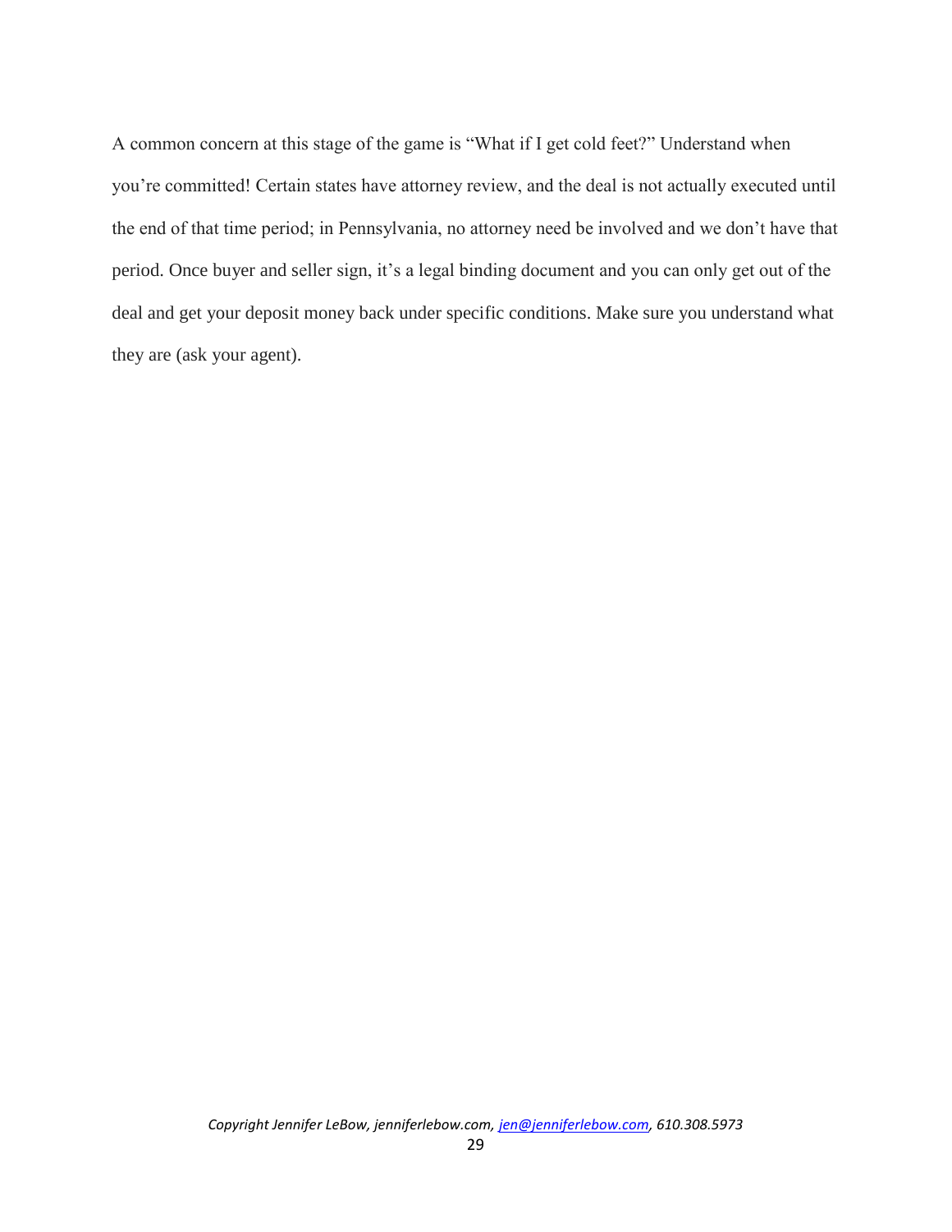A common concern at this stage of the game is "What if I get cold feet?" Understand when you're committed! Certain states have attorney review, and the deal is not actually executed until the end of that time period; in Pennsylvania, no attorney need be involved and we don't have that period. Once buyer and seller sign, it's a legal binding document and you can only get out of the deal and get your deposit money back under specific conditions. Make sure you understand what they are (ask your agent).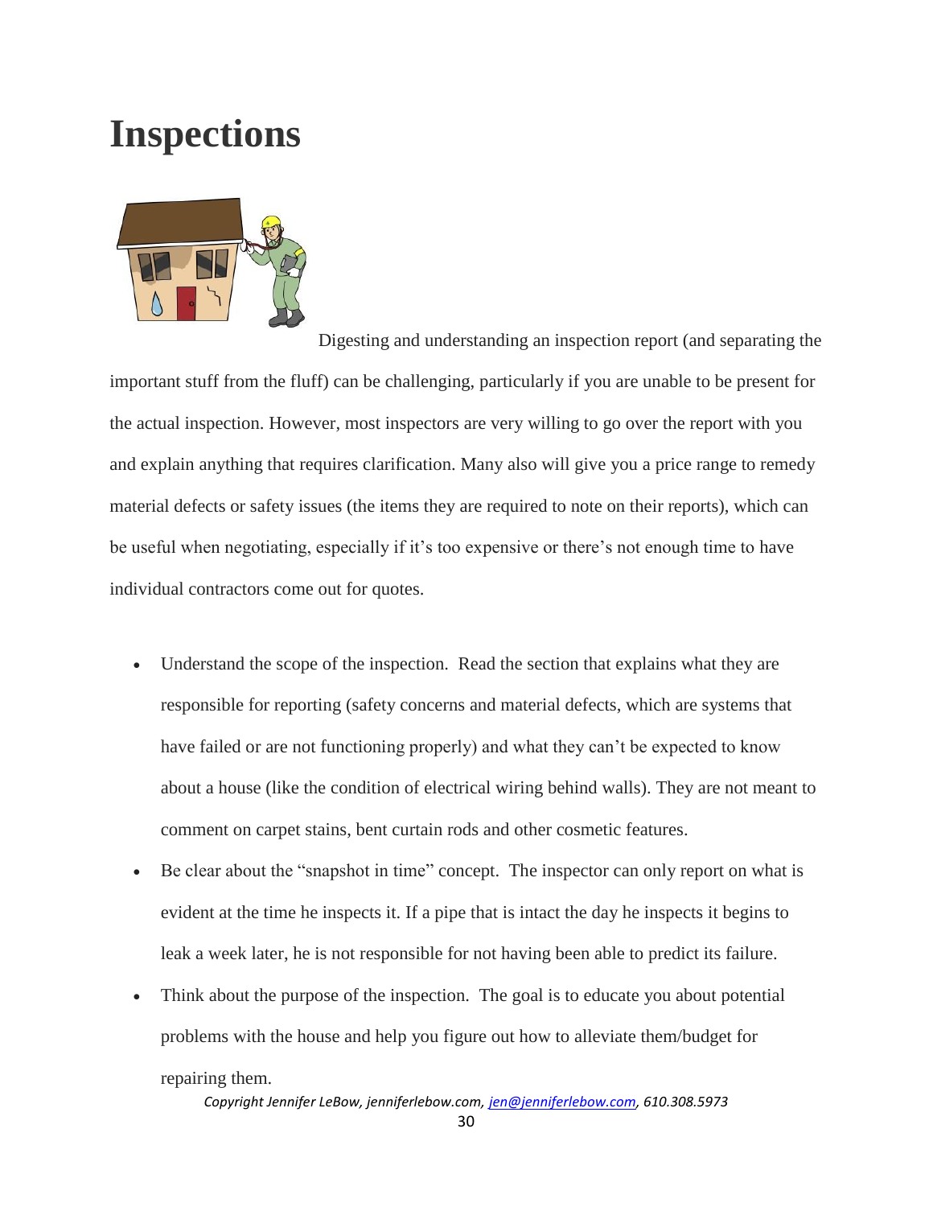# Inspections

Digesting and understanding an inspection report (and separating the important stuff from the fluff) can be challenging, particularly if you are unable to be present for the actual inspection. However, most inspectors are very willing to go over the report with you and explain anything that requires clarification. Many also will give you a price range to remedy material defects or safety issues (the items they are required to note on their reports), which can be useful when negotiating, especially if it's too expensive or there's not enough time to have individual contractors come out for quotes.

- Understand the scope of the inspection. Read the section that explains what they are responsible for reporting (safety concerns and material defects, which are systems that have failed or are not functioning properly) and what they can't be expected to know about a house (like the condition of electrical wiring behind walls). They are not meant to comment on carpet stains, bent curtain rods and other cosmetic features.
- Be clear about the "snapshot in time" concept. The inspector can only report on what is evident at the time he inspects it. If a pipe that is intact the day he inspects it begins to leak a week later, he is not responsible for not having been able to predict its failure.
- Think about the purpose of the inspection. The goal is to educate you about potential problems with the house and help you figure out how to alleviate them/budget for repairing them.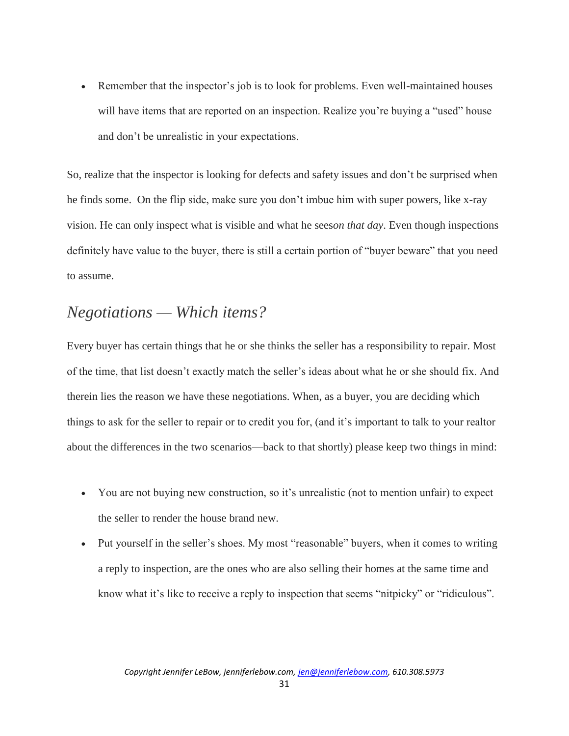- Remember that the inspector's job is to look for problems. Even well-maintained houses will have items that are reported on an inspection. Realize you're buying a "used" house and don't be unrealistic in your expectations.

So, realize that the inspector is looking for defects and safety issues and don't be surprised when he finds some.  On the flip side, make sure you don't imbue him with super powers, like x-ray vision. He can only inspect what is visible and what he sees*on that day*. Even though inspections definitely have value to the buyer, there is still a certain portion of "buyer beware" that you need to assume.

## *Negotiations — Which items?*

Every buyer has certain things that he or she thinks the seller has a responsibility to repair. Most of the time, that list doesn't exactly match the seller's ideas about what he or she should fix. And therein lies the reason we have these negotiations. When, as a buyer, you are deciding which things to ask for the seller to repair or to credit you for, (and it's important to talk to your realtor about the differences in the two scenarios—back to that shortly) please keep two things in mind:

- You are not buying new construction, so it's unrealistic (not to mention unfair) to expect the seller to render the house brand new.
- Put yourself in the seller's shoes. My most "reasonable" buyers, when it comes to writing a reply to inspection, are the ones who are also selling their homes at the same time and know what it's like to receive a reply to inspection that seems "nitpicky" or "ridiculous".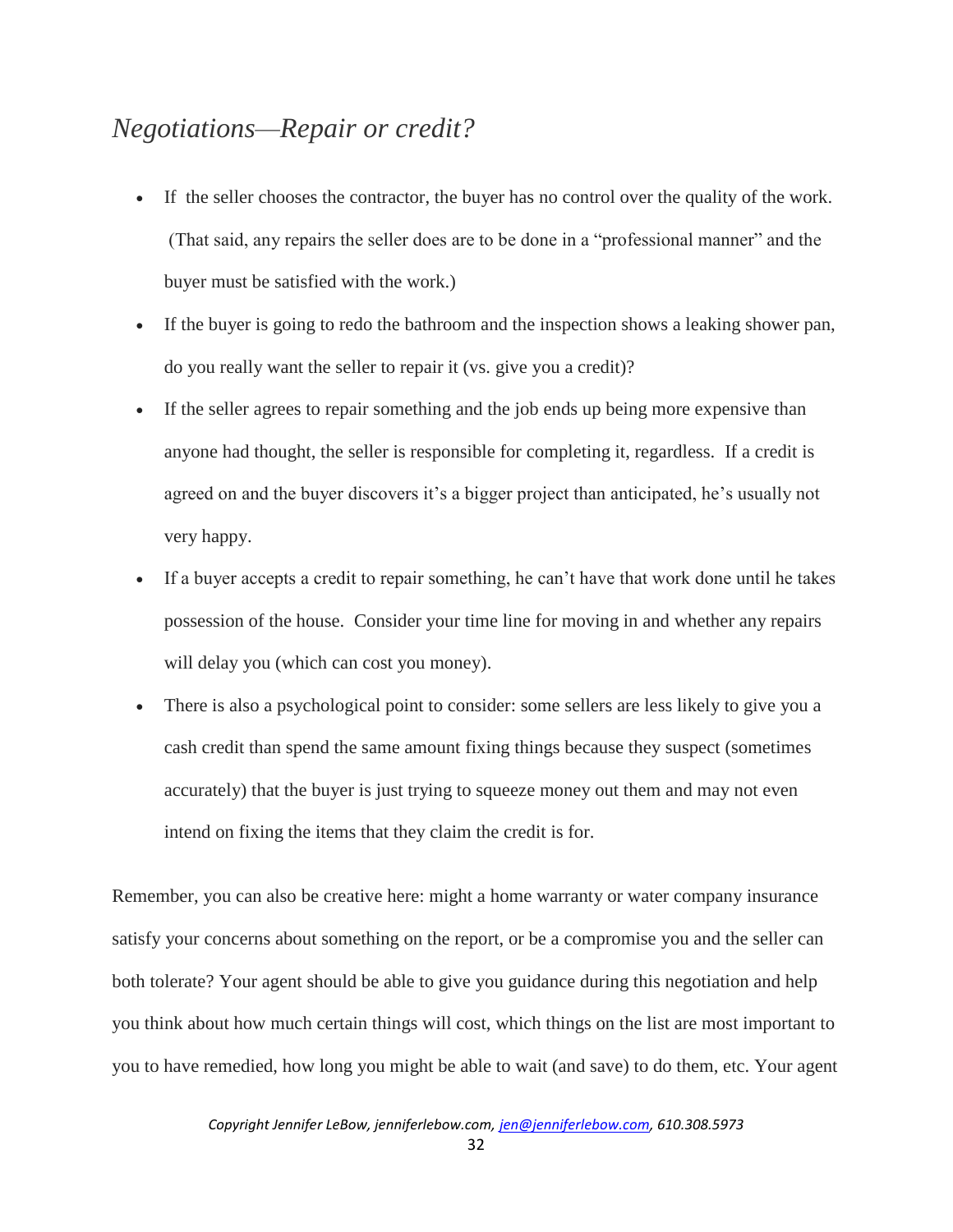## *Negotiations—Repair or credit?*

- If the seller chooses the contractor, the buyer has no control over the quality of the work. (That said, any repairs the seller does are to be done in a "professional manner" and the buyer must be satisfied with the work.)
- If the buyer is going to redo the bathroom and the inspection shows a leaking shower pan, do you really want the seller to repair it (vs. give you a credit)?
- If the seller agrees to repair something and the job ends up being more expensive than anyone had thought, the seller is responsible for completing it, regardless. If a credit is agreed on and the buyer discovers it's a bigger project than anticipated, he's usually not very happy.
- If a buyer accepts a credit to repair something, he can't have that work done until he takes possession of the house. Consider your time line for moving in and whether any repairs will delay you (which can cost you money).
- There is also a psychological point to consider: some sellers are less likely to give you a cash credit than spend the same amount fixing things because they suspect (sometimes accurately) that the buyer is just trying to squeeze money out them and may not even intend on fixing the items that they claim the credit is for.

Remember, you can also be creative here: might a home warranty or water company insurance satisfy your concerns about something on the report, or be a compromise you and the seller can both tolerate? Your agent should be able to give you guidance during this negotiation and help you think about how much certain things will cost, which things on the list are most important to you to have remedied, how long you might be able to wait (and save) to do them, etc. Your agent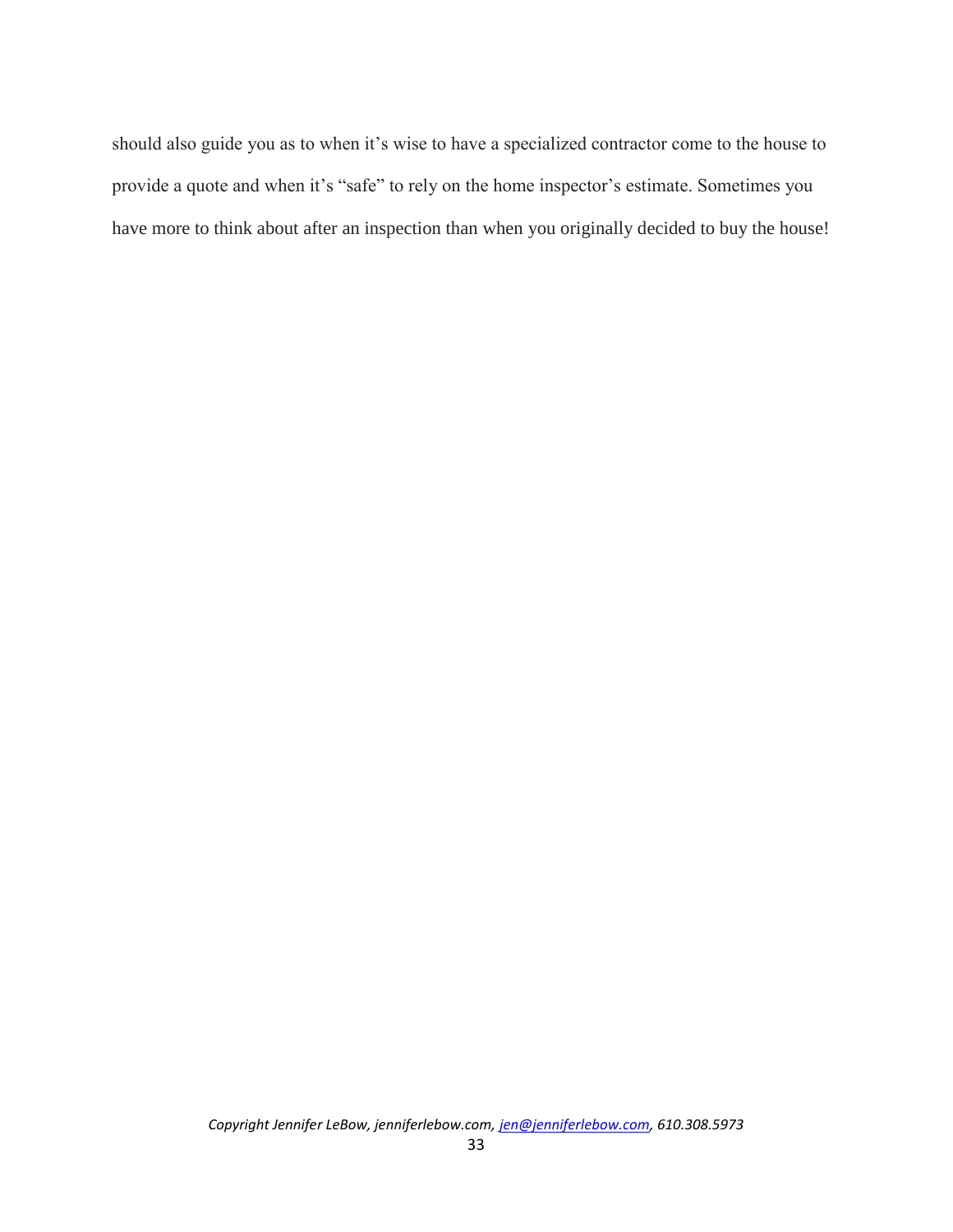should also guide you as to when it's wise to have a specialized contractor come to the house to provide a quote and when it's "safe" to rely on the home inspector's estimate. Sometimes you have more to think about after an inspection than when you originally decided to buy the house!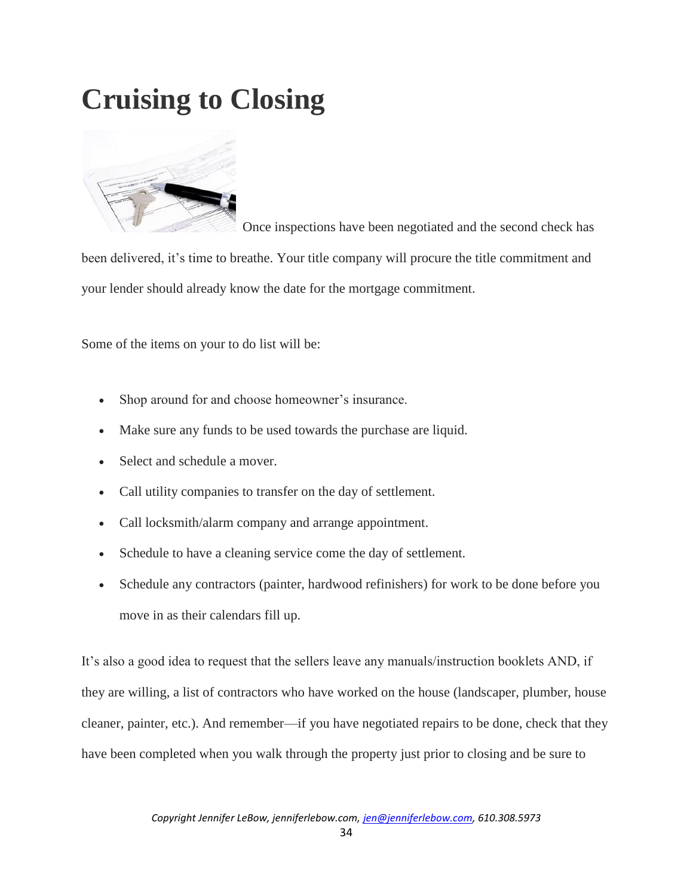# Cruising to Closing

Once inspections have been negotiated and the second check has been delivered, it's time to breathe. Your title company will procure the title commitment and your lender should already know the date for the mortgage commitment.

Some of the items on your to do list will be:

- Shop around for and choose homeowner's insurance.
- Make sure any funds to be used towards the purchase are liquid.
- Select and schedule a mover.
- Call utility companies to transfer on the day of settlement.
- Call locksmith/alarm company and arrange appointment.
- Schedule to have a cleaning service come the day of settlement.
- Schedule any contractors (painter, hardwood refinishers) for work to be done before you move in as their calendars fill up.

It's also a good idea to request that the sellers leave any manuals/instruction booklets AND, if they are willing, a list of contractors who have worked on the house (landscaper, plumber, house cleaner, painter, etc.). And remember—if you have negotiated repairs to be done, check that they have been completed when you walk through the property just prior to closing and be sure to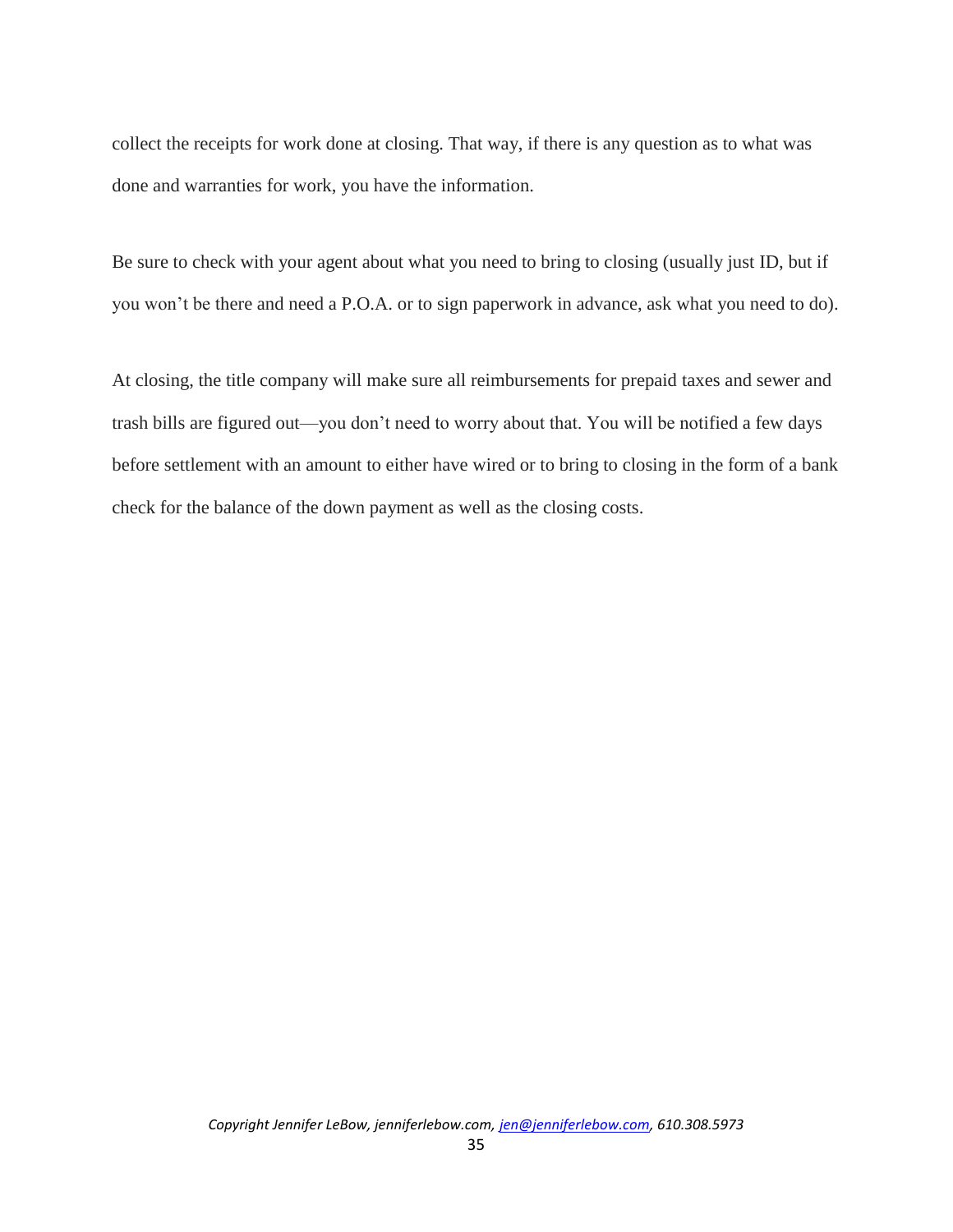collect the receipts for work done at closing. That way, if there is any question as to what was done and warranties for work, you have the information.

Be sure to check with your agent about what you need to bring to closing (usually just ID, but if you won't be there and need a P.O.A. or to sign paperwork in advance, ask what you need to do).

At closing, the title company will make sure all reimbursements for prepaid taxes and sewer and trash bills are figured out—you don't need to worry about that. You will be notified a few days before settlement with an amount to either have wired or to bring to closing in the form of a bank check for the balance of the down payment as well as the closing costs.